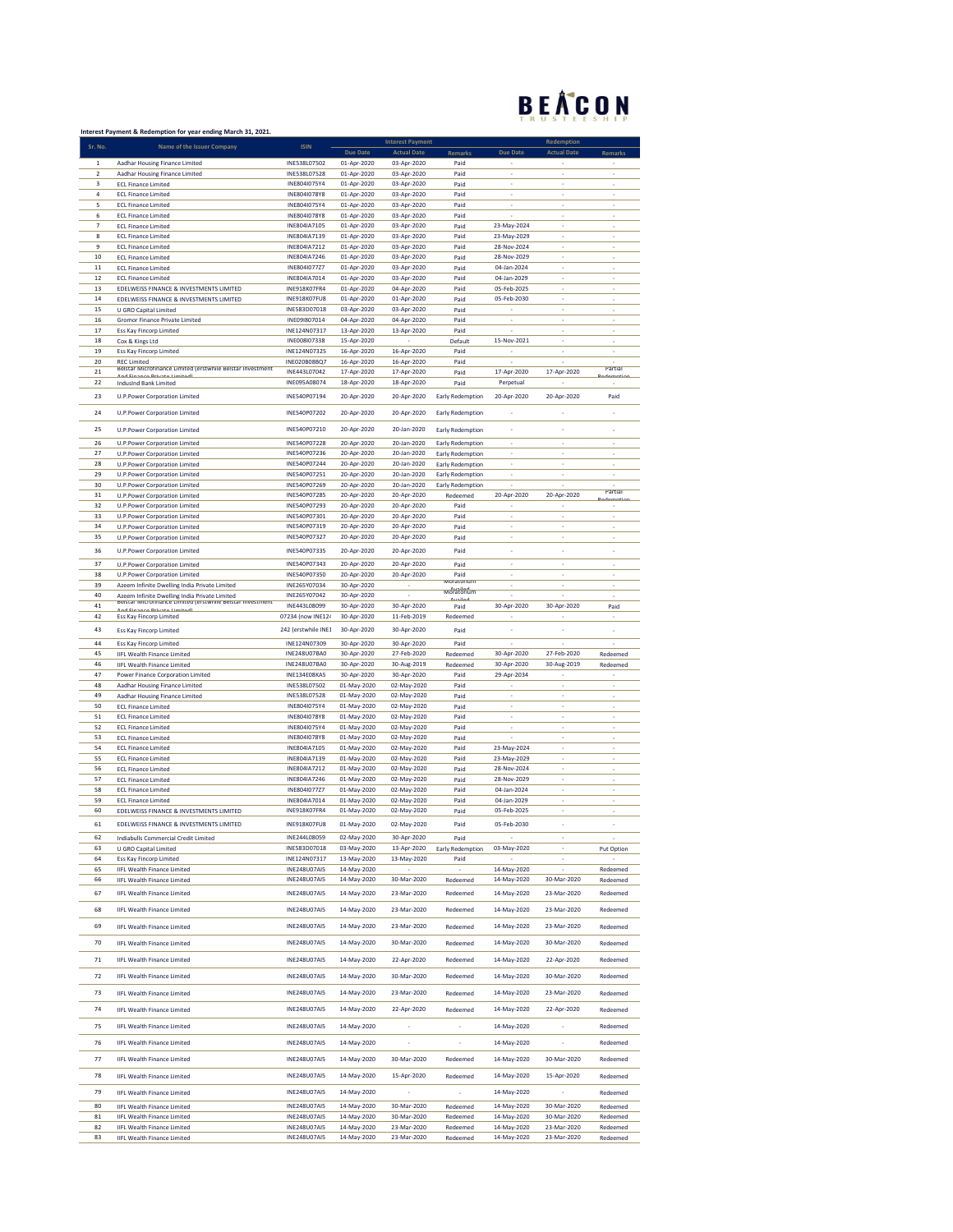# BEACON TRUSTEESHIP

**Interest Payment & Redemption for year ending March 31, 2021.**

| Sr. No. | Name of the Issuer Company | ISIN | Interest Payment | | | Redemption | | |
|---|---|---|---|---|---|---|---|---|
| | | | Due Date | Actual Date | Remarks | Due Date | Actual Date | Remarks |
| 1 | Aadhar Housing Finance Limited | INE538L07502 | 01-Apr-2020 | 03-Apr-2020 | Paid | - | - | - |
| 2 | Aadhar Housing Finance Limited | INE538L07528 | 01-Apr-2020 | 03-Apr-2020 | Paid | - | - | - |
| 3 | ECL Finance Limited | INE804I075Y4 | 01-Apr-2020 | 03-Apr-2020 | Paid | - | - | - |
| 4 | ECL Finance Limited | INE804I078Y8 | 01-Apr-2020 | 03-Apr-2020 | Paid | - | - | - |
| 5 | ECL Finance Limited | INE804I075Y4 | 01-Apr-2020 | 03-Apr-2020 | Paid | - | - | - |
| 6 | ECL Finance Limited | INE804I078Y8 | 01-Apr-2020 | 03-Apr-2020 | Paid | - | - | - |
| 7 | ECL Finance Limited | INE804IA7105 | 01-Apr-2020 | 03-Apr-2020 | Paid | 23-May-2024 | - | - |
| 8 | ECL Finance Limited | INE804IA7139 | 01-Apr-2020 | 03-Apr-2020 | Paid | 23-May-2029 | - | - |
| 9 | ECL Finance Limited | INE804IA7212 | 01-Apr-2020 | 03-Apr-2020 | Paid | 28-Nov-2024 | - | - |
| 10 | ECL Finance Limited | INE804IA7246 | 01-Apr-2020 | 03-Apr-2020 | Paid | 28-Nov-2029 | - | - |
| 11 | ECL Finance Limited | INE804I077Z7 | 01-Apr-2020 | 03-Apr-2020 | Paid | 04-Jan-2024 | - | - |
| 12 | ECL Finance Limited | INE804IA7014 | 01-Apr-2020 | 03-Apr-2020 | Paid | 04-Jan-2029 | - | - |
| 13 | EDELWEISS FINANCE & INVESTMENTS LIMITED | INE918K07FR4 | 01-Apr-2020 | 04-Apr-2020 | Paid | 05-Feb-2025 | - | - |
| 14 | EDELWEISS FINANCE & INVESTMENTS LIMITED | INE918K07FU8 | 01-Apr-2020 | 01-Apr-2020 | Paid | 05-Feb-2030 | - | - |
| 15 | U GRO Capital Limited | INE583D07018 | 03-Apr-2020 | 03-Apr-2020 | Paid | - | - | - |
| 16 | Gromor Finance Private Limited | INE09I807014 | 04-Apr-2020 | 04-Apr-2020 | Paid | - | - | - |
| 17 | Ess Kay Fincorp Limited | INE124N07317 | 13-Apr-2020 | 13-Apr-2020 | Paid | - | - | - |
| 18 | Cox & Kings Ltd | INE008I07338 | 15-Apr-2020 | - | Default | 15-Nov-2021 | - | - |
| 19 | Ess Kay Fincorp Limited | INE124N07325 | 16-Apr-2020 | 16-Apr-2020 | Paid | - | - | - |
| 20 | REC Limited | INE020B08BQ7 | 16-Apr-2020 | 16-Apr-2020 | Paid | - | - | - |
| 21 | Belstar Microfinance Limited (erstwhile Belstar Investment And Finance Private Limited) | INE443L07042 | 17-Apr-2020 | 17-Apr-2020 | Paid | 17-Apr-2020 | 17-Apr-2020 | Partial Redemption |
| 22 | IndusInd Bank Limited | INE095A08074 | 18-Apr-2020 | 18-Apr-2020 | Paid | Perpetual | - | - |
| 23 | U.P.Power Corporation Limited | INE540P07194 | 20-Apr-2020 | 20-Apr-2020 | Early Redemption | 20-Apr-2020 | 20-Apr-2020 | Paid |
| 24 | U.P.Power Corporation Limited | INE540P07202 | 20-Apr-2020 | 20-Apr-2020 | Early Redemption | - | - | - |
| 25 | U.P.Power Corporation Limited | INE540P07210 | 20-Apr-2020 | 20-Jan-2020 | Early Redemption | - | - | - |
| 26 | U.P.Power Corporation Limited | INE540P07228 | 20-Apr-2020 | 20-Jan-2020 | Early Redemption | - | - | - |
| 27 | U.P.Power Corporation Limited | INE540P07236 | 20-Apr-2020 | 20-Jan-2020 | Early Redemption | - | - | - |
| 28 | U.P.Power Corporation Limited | INE540P07244 | 20-Apr-2020 | 20-Jan-2020 | Early Redemption | - | - | - |
| 29 | U.P.Power Corporation Limited | INE540P07251 | 20-Apr-2020 | 20-Jan-2020 | Early Redemption | - | - | - |
| 30 | U.P.Power Corporation Limited | INE540P07269 | 20-Apr-2020 | 20-Jan-2020 | Early Redemption | - | - | - |
| 31 | U.P.Power Corporation Limited | INE540P07285 | 20-Apr-2020 | 20-Apr-2020 | Redeemed | 20-Apr-2020 | 20-Apr-2020 | Partial Redemption |
| 32 | U.P.Power Corporation Limited | INE540P07293 | 20-Apr-2020 | 20-Apr-2020 | Paid | - | - | - |
| 33 | U.P.Power Corporation Limited | INE540P07301 | 20-Apr-2020 | 20-Apr-2020 | Paid | - | - | - |
| 34 | U.P.Power Corporation Limited | INE540P07319 | 20-Apr-2020 | 20-Apr-2020 | Paid | - | - | - |
| 35 | U.P.Power Corporation Limited | INE540P07327 | 20-Apr-2020 | 20-Apr-2020 | Paid | - | - | - |
| 36 | U.P.Power Corporation Limited | INE540P07335 | 20-Apr-2020 | 20-Apr-2020 | Paid | - | - | - |
| 37 | U.P.Power Corporation Limited | INE540P07343 | 20-Apr-2020 | 20-Apr-2020 | Paid | - | - | - |
| 38 | U.P.Power Corporation Limited | INE540P07350 | 20-Apr-2020 | 20-Apr-2020 | Paid | - | - | - |
| 39 | Azeem Infinite Dwelling India Private Limited | INE265Y07034 | 30-Apr-2020 | - | Moratorium Availed | - | - | - |
| 40 | Azeem Infinite Dwelling India Private Limited | INE265Y07042 | 30-Apr-2020 | - | Moratorium Availed | - | - | - |
| 41 | Belstar Microfinance Limited (erstwhile Belstar Investment And Finance Private Limited) | INE443L08099 | 30-Apr-2020 | 30-Apr-2020 | Paid | 30-Apr-2020 | 30-Apr-2020 | Paid |
| 42 | Ess Kay Fincorp Limited | 07234 (now INE124 | 30-Apr-2020 | 11-Feb-2019 | Redeemed | - | - | - |
| 43 | Ess Kay Fincorp Limited | 242 (erstwhile INE1 | 30-Apr-2020 | 30-Apr-2020 | Paid | - | - | - |
| 44 | Ess Kay Fincorp Limited | INE124N07309 | 30-Apr-2020 | 30-Apr-2020 | Paid | - | - | - |
| 45 | IIFL Wealth Finance Limited | INE248U07BA0 | 30-Apr-2020 | 27-Feb-2020 | Redeemed | 30-Apr-2020 | 27-Feb-2020 | Redeemed |
| 46 | IIFL Wealth Finance Limited | INE248U07BA0 | 30-Apr-2020 | 30-Aug-2019 | Redeemed | 30-Apr-2020 | 30-Aug-2019 | Redeemed |
| 47 | Power Finance Corporation Limited | INE134E08KA5 | 30-Apr-2020 | 30-Apr-2020 | Paid | 29-Apr-2034 | - | - |
| 48 | Aadhar Housing Finance Limited | INE538L07502 | 01-May-2020 | 02-May-2020 | Paid | - | - | - |
| 49 | Aadhar Housing Finance Limited | INE538L07528 | 01-May-2020 | 02-May-2020 | Paid | - | - | - |
| 50 | ECL Finance Limited | INE804I075Y4 | 01-May-2020 | 02-May-2020 | Paid | - | - | - |
| 51 | ECL Finance Limited | INE804I078Y8 | 01-May-2020 | 02-May-2020 | Paid | - | - | - |
| 52 | ECL Finance Limited | INE804I075Y4 | 01-May-2020 | 02-May-2020 | Paid | - | - | - |
| 53 | ECL Finance Limited | INE804I078Y8 | 01-May-2020 | 02-May-2020 | Paid | - | - | - |
| 54 | ECL Finance Limited | INE804IA7105 | 01-May-2020 | 02-May-2020 | Paid | 23-May-2024 | - | - |
| 55 | ECL Finance Limited | INE804IA7139 | 01-May-2020 | 02-May-2020 | Paid | 23-May-2029 | - | - |
| 56 | ECL Finance Limited | INE804IA7212 | 01-May-2020 | 02-May-2020 | Paid | 28-Nov-2024 | - | - |
| 57 | ECL Finance Limited | INE804IA7246 | 01-May-2020 | 02-May-2020 | Paid | 28-Nov-2029 | - | - |
| 58 | ECL Finance Limited | INE804I077Z7 | 01-May-2020 | 02-May-2020 | Paid | 04-Jan-2024 | - | - |
| 59 | ECL Finance Limited | INE804IA7014 | 01-May-2020 | 02-May-2020 | Paid | 04-Jan-2029 | - | - |
| 60 | EDELWEISS FINANCE & INVESTMENTS LIMITED | INE918K07FR4 | 01-May-2020 | 02-May-2020 | Paid | 05-Feb-2025 | - | - |
| 61 | EDELWEISS FINANCE & INVESTMENTS LIMITED | INE918K07FU8 | 01-May-2020 | 02-May-2020 | Paid | 05-Feb-2030 | - | - |
| 62 | Indiabulls Commercial Credit Limited | INE244L08059 | 02-May-2020 | 30-Apr-2020 | Paid | - | - | - |
| 63 | U GRO Capital Limited | INE583D07018 | 03-May-2020 | 13-Apr-2020 | Early Redemption | 03-May-2020 | - | Put Option |
| 64 | Ess Kay Fincorp Limited | INE124N07317 | 13-May-2020 | 13-May-2020 | Paid | - | - | - |
| 65 | IIFL Wealth Finance Limited | INE248U07AI5 | 14-May-2020 | - | - | 14-May-2020 | - | Redeemed |
| 66 | IIFL Wealth Finance Limited | INE248U07AI5 | 14-May-2020 | 30-Mar-2020 | Redeemed | 14-May-2020 | 30-Mar-2020 | Redeemed |
| 67 | IIFL Wealth Finance Limited | INE248U07AI5 | 14-May-2020 | 23-Mar-2020 | Redeemed | 14-May-2020 | 23-Mar-2020 | Redeemed |
| 68 | IIFL Wealth Finance Limited | INE248U07AI5 | 14-May-2020 | 23-Mar-2020 | Redeemed | 14-May-2020 | 23-Mar-2020 | Redeemed |
| 69 | IIFL Wealth Finance Limited | INE248U07AI5 | 14-May-2020 | 23-Mar-2020 | Redeemed | 14-May-2020 | 23-Mar-2020 | Redeemed |
| 70 | IIFL Wealth Finance Limited | INE248U07AI5 | 14-May-2020 | 30-Mar-2020 | Redeemed | 14-May-2020 | 30-Mar-2020 | Redeemed |
| 71 | IIFL Wealth Finance Limited | INE248U07AI5 | 14-May-2020 | 22-Apr-2020 | Redeemed | 14-May-2020 | 22-Apr-2020 | Redeemed |
| 72 | IIFL Wealth Finance Limited | INE248U07AI5 | 14-May-2020 | 30-Mar-2020 | Redeemed | 14-May-2020 | 30-Mar-2020 | Redeemed |
| 73 | IIFL Wealth Finance Limited | INE248U07AI5 | 14-May-2020 | 23-Mar-2020 | Redeemed | 14-May-2020 | 23-Mar-2020 | Redeemed |
| 74 | IIFL Wealth Finance Limited | INE248U07AI5 | 14-May-2020 | 22-Apr-2020 | Redeemed | 14-May-2020 | 22-Apr-2020 | Redeemed |
| 75 | IIFL Wealth Finance Limited | INE248U07AI5 | 14-May-2020 | - | - | 14-May-2020 | - | Redeemed |
| 76 | IIFL Wealth Finance Limited | INE248U07AI5 | 14-May-2020 | - | - | 14-May-2020 | - | Redeemed |
| 77 | IIFL Wealth Finance Limited | INE248U07AI5 | 14-May-2020 | 30-Mar-2020 | Redeemed | 14-May-2020 | 30-Mar-2020 | Redeemed |
| 78 | IIFL Wealth Finance Limited | INE248U07AI5 | 14-May-2020 | 15-Apr-2020 | Redeemed | 14-May-2020 | 15-Apr-2020 | Redeemed |
| 79 | IIFL Wealth Finance Limited | INE248U07AI5 | 14-May-2020 | - | - | 14-May-2020 | - | Redeemed |
| 80 | IIFL Wealth Finance Limited | INE248U07AI5 | 14-May-2020 | 30-Mar-2020 | Redeemed | 14-May-2020 | 30-Mar-2020 | Redeemed |
| 81 | IIFL Wealth Finance Limited | INE248U07AI5 | 14-May-2020 | 30-Mar-2020 | Redeemed | 14-May-2020 | 30-Mar-2020 | Redeemed |
| 82 | IIFL Wealth Finance Limited | INE248U07AI5 | 14-May-2020 | 23-Mar-2020 | Redeemed | 14-May-2020 | 23-Mar-2020 | Redeemed |
| 83 | IIFL Wealth Finance Limited | INE248U07AI5 | 14-May-2020 | 23-Mar-2020 | Redeemed | 14-May-2020 | 23-Mar-2020 | Redeemed |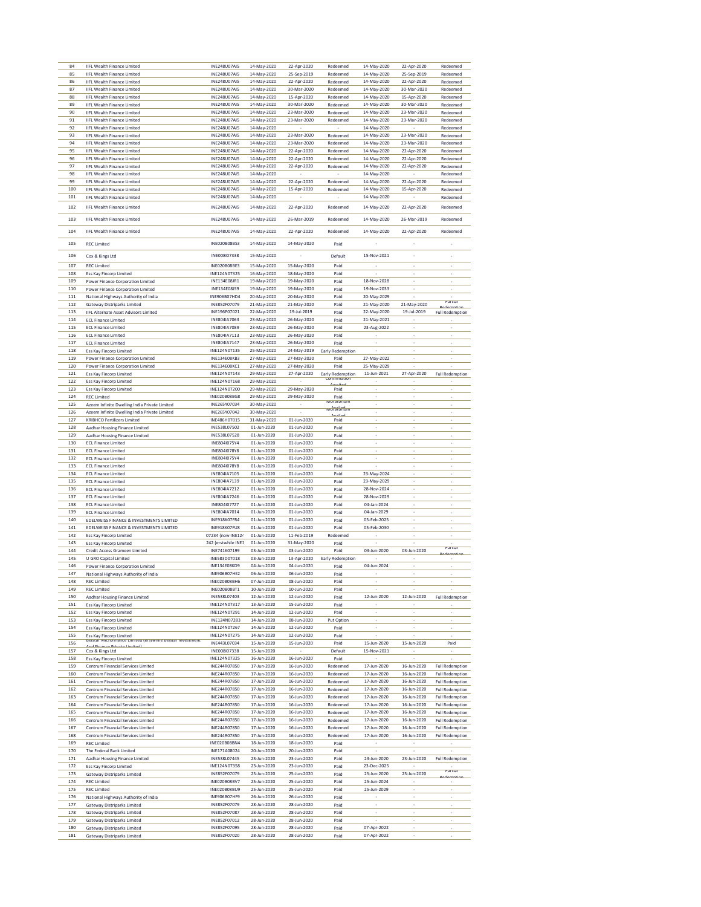| 84 | IIFL Wealth Finance Limited | INE248U07AI5 | 14-May-2020 | 22-Apr-2020 | Redeemed | 14-May-2020 | 22-Apr-2020 | Redeemed |
|---|---|---|---|---|---|---|---|---|
| 85 | IIFL Wealth Finance Limited | INE248U07AI5 | 14-May-2020 | 25-Sep-2019 | Redeemed | 14-May-2020 | 25-Sep-2019 | Redeemed |
| 86 | IIFL Wealth Finance Limited | INE248U07AI5 | 14-May-2020 | 22-Apr-2020 | Redeemed | 14-May-2020 | 22-Apr-2020 | Redeemed |
| 87 | IIFL Wealth Finance Limited | INE248U07AI5 | 14-May-2020 | 30-Mar-2020 | Redeemed | 14-May-2020 | 30-Mar-2020 | Redeemed |
| 88 | IIFL Wealth Finance Limited | INE248U07AI5 | 14-May-2020 | 15-Apr-2020 | Redeemed | 14-May-2020 | 15-Apr-2020 | Redeemed |
| 89 | IIFL Wealth Finance Limited | INE248U07AI5 | 14-May-2020 | 30-Mar-2020 | Redeemed | 14-May-2020 | 30-Mar-2020 | Redeemed |
| 90 | IIFL Wealth Finance Limited | INE248U07AI5 | 14-May-2020 | 23-Mar-2020 | Redeemed | 14-May-2020 | 23-Mar-2020 | Redeemed |
| 91 | IIFL Wealth Finance Limited | INE248U07AI5 | 14-May-2020 | 23-Mar-2020 | Redeemed | 14-May-2020 | 23-Mar-2020 | Redeemed |
| 92 | IIFL Wealth Finance Limited | INE248U07AI5 | 14-May-2020 | - | - | 14-May-2020 | - | Redeemed |
| 93 | IIFL Wealth Finance Limited | INE248U07AI5 | 14-May-2020 | 23-Mar-2020 | Redeemed | 14-May-2020 | 23-Mar-2020 | Redeemed |
| 94 | IIFL Wealth Finance Limited | INE248U07AI5 | 14-May-2020 | 23-Mar-2020 | Redeemed | 14-May-2020 | 23-Mar-2020 | Redeemed |
| 95 | IIFL Wealth Finance Limited | INE248U07AI5 | 14-May-2020 | 22-Apr-2020 | Redeemed | 14-May-2020 | 22-Apr-2020 | Redeemed |
| 96 | IIFL Wealth Finance Limited | INE248U07AI5 | 14-May-2020 | 22-Apr-2020 | Redeemed | 14-May-2020 | 22-Apr-2020 | Redeemed |
| 97 | IIFL Wealth Finance Limited | INE248U07AI5 | 14-May-2020 | 22-Apr-2020 | Redeemed | 14-May-2020 | 22-Apr-2020 | Redeemed |
| 98 | IIFL Wealth Finance Limited | INE248U07AI5 | 14-May-2020 | - | - | 14-May-2020 | - | Redeemed |
| 99 | IIFL Wealth Finance Limited | INE248U07AI5 | 14-May-2020 | 22-Apr-2020 | Redeemed | 14-May-2020 | 22-Apr-2020 | Redeemed |
| 100 | IIFL Wealth Finance Limited | INE248U07AI5 | 14-May-2020 | 15-Apr-2020 | Redeemed | 14-May-2020 | 15-Apr-2020 | Redeemed |
| 101 | IIFL Wealth Finance Limited | INE248U07AI5 | 14-May-2020 | - | - | 14-May-2020 | - | Redeemed |
| 102 | IIFL Wealth Finance Limited | INE248U07AI5 | 14-May-2020 | 22-Apr-2020 | Redeemed | 14-May-2020 | 22-Apr-2020 | Redeemed |
| 103 | IIFL Wealth Finance Limited | INE248U07AI5 | 14-May-2020 | 26-Mar-2019 | Redeemed | 14-May-2020 | 26-Mar-2019 | Redeemed |
| 104 | IIFL Wealth Finance Limited | INE248U07AI5 | 14-May-2020 | 22-Apr-2020 | Redeemed | 14-May-2020 | 22-Apr-2020 | Redeemed |
| 105 | REC Limited | INE020B08BS3 | 14-May-2020 | 14-May-2020 | Paid | - | - | - |
| 106 | Cox & Kings Ltd | INE008I07338 | 15-May-2020 | - | Default | 15-Nov-2021 | - | - |
| 107 | REC Limited | INE020B08BE3 | 15-May-2020 | 15-May-2020 | Paid | - | - | - |
| 108 | Ess Kay Fincorp Limited | INE124N07325 | 16-May-2020 | 18-May-2020 | Paid | - | - | - |
| 109 | Power Finance Corporation Limited | INE134E08JR1 | 19-May-2020 | 19-May-2020 | Paid | 18-Nov-2028 | - | - |
| 110 | Power Finance Corporation Limited | INE134E08JS9 | 19-May-2020 | 19-May-2020 | Paid | 19-Nov-2033 | - | - |
| 111 | National Highways Authority of India | INE906B07HD4 | 20-May-2020 | 20-May-2020 | Paid | 20-May-2029 | - | - |
| 112 | Gateway Distriparks Limited | INE852F07079 | 21-May-2020 | 21-May-2020 | Paid | 21-May-2020 | 21-May-2020 | Partial Redemption |
| 113 | IIFL Alternate Asset Advisors Limited | INE196P07021 | 22-May-2020 | 19-Jul-2019 | Paid | 22-May-2020 | 19-Jul-2019 | Full Redemption |
| 114 | ECL Finance Limited | INE804IA7063 | 23-May-2020 | 26-May-2020 | Paid | 21-May-2021 | - | - |
| 115 | ECL Finance Limited | INE804IA7089 | 23-May-2020 | 26-May-2020 | Paid | 23-Aug-2022 | - | - |
| 116 | ECL Finance Limited | INE804IA7113 | 23-May-2020 | 26-May-2020 | Paid | - | - | - |
| 117 | ECL Finance Limited | INE804IA7147 | 23-May-2020 | 26-May-2020 | Paid | - | - | - |
| 118 | Ess Kay Fincorp Limited | INE124N07135 | 25-May-2020 | 24-May-2019 | Early Redemption | - | - | - |
| 119 | Power Finance Corporation Limited | INE134E08KB3 | 27-May-2020 | 27-May-2020 | Paid | 27-May-2022 | - | - |
| 120 | Power Finance Corporation Limited | INE134E08KC1 | 27-May-2020 | 27-May-2020 | Paid | 25-May-2029 | - | - |
| 121 | Ess Kay Fincorp Limited | INE124N07143 | 29-May-2020 | 27-Apr-2020 | Early Redemption | 11-Jun-2021 | 27-Apr-2020 | Full Redemption |
| 122 | Ess Kay Fincorp Limited | INE124N07168 | 29-May-2020 | - | Confirmation Awaited | - | - | - |
| 123 | Ess Kay Fincorp Limited | INE124N07200 | 29-May-2020 | 29-May-2020 | Paid | - | - | - |
| 124 | REC Limited | INE020B08BG8 | 29-May-2020 | 29-May-2020 | Paid | - | - | - |
| 125 | Azeem Infinite Dwelling India Private Limited | INE265Y07034 | 30-May-2020 | - | Moratorium Availed | - | - | - |
| 126 | Azeem Infinite Dwelling India Private Limited | INE265Y07042 | 30-May-2020 | - | Moratorium Availed | - | - | - |
| 127 | KRIBHCO Fertilizers Limited | INE486H07015 | 31-May-2020 | 01-Jun-2020 | Paid | - | - | - |
| 128 | Aadhar Housing Finance Limited | INE538L07502 | 01-Jun-2020 | 01-Jun-2020 | Paid | - | - | - |
| 129 | Aadhar Housing Finance Limited | INE538L07528 | 01-Jun-2020 | 01-Jun-2020 | Paid | - | - | - |
| 130 | ECL Finance Limited | INE804I075Y4 | 01-Jun-2020 | 01-Jun-2020 | Paid | - | - | - |
| 131 | ECL Finance Limited | INE804I078Y8 | 01-Jun-2020 | 01-Jun-2020 | Paid | - | - | - |
| 132 | ECL Finance Limited | INE804I075Y4 | 01-Jun-2020 | 01-Jun-2020 | Paid | - | - | - |
| 133 | ECL Finance Limited | INE804I078Y8 | 01-Jun-2020 | 01-Jun-2020 | Paid | - | - | - |
| 134 | ECL Finance Limited | INE804IA7105 | 01-Jun-2020 | 01-Jun-2020 | Paid | 23-May-2024 | - | - |
| 135 | ECL Finance Limited | INE804IA7139 | 01-Jun-2020 | 01-Jun-2020 | Paid | 23-May-2029 | - | - |
| 136 | ECL Finance Limited | INE804IA7212 | 01-Jun-2020 | 01-Jun-2020 | Paid | 28-Nov-2024 | - | - |
| 137 | ECL Finance Limited | INE804IA7246 | 01-Jun-2020 | 01-Jun-2020 | Paid | 28-Nov-2029 | - | - |
| 138 | ECL Finance Limited | INE804I077Z7 | 01-Jun-2020 | 01-Jun-2020 | Paid | 04-Jan-2024 | - | - |
| 139 | ECL Finance Limited | INE804IA7014 | 01-Jun-2020 | 01-Jun-2020 | Paid | 04-Jan-2029 | - | - |
| 140 | EDELWEISS FINANCE & INVESTMENTS LIMITED | INE918K07FR4 | 01-Jun-2020 | 01-Jun-2020 | Paid | 05-Feb-2025 | - | - |
| 141 | EDELWEISS FINANCE & INVESTMENTS LIMITED | INE918K07FU8 | 01-Jun-2020 | 01-Jun-2020 | Paid | 05-Feb-2030 | - | - |
| 142 | Ess Kay Fincorp Limited | 07234 (now INE124 | 01-Jun-2020 | 11-Feb-2019 | Redeemed | - | - | - |
| 143 | Ess Kay Fincorp Limited | 242 (erstwhile INE1 | 01-Jun-2020 | 31-May-2020 | Paid | - | - | - |
| 144 | Credit Access Grameen Limited | INE741K07199 | 03-Jun-2020 | 03-Jun-2020 | Paid | 03-Jun-2020 | 03-Jun-2020 | Partial Redemption |
| 145 | U GRO Capital Limited | INE583D07018 | 03-Jun-2020 | 13-Apr-2020 | Early Redemption | - | - | - |
| 146 | Power Finance Corporation Limited | INE134E08KD9 | 04-Jun-2020 | 04-Jun-2020 | Paid | 04-Jun-2024 | - | - |
| 147 | National Highways Authority of India | INE906B07HE2 | 06-Jun-2020 | 06-Jun-2020 | Paid | - | - | - |
| 148 | REC Limited | INE020B08BH6 | 07-Jun-2020 | 08-Jun-2020 | Paid | - | - | - |
| 149 | REC Limited | INE020B08BT1 | 10-Jun-2020 | 10-Jun-2020 | Paid | - | - | - |
| 150 | Aadhar Housing Finance Limited | INE538L07403 | 12-Jun-2020 | 12-Jun-2020 | Paid | 12-Jun-2020 | 12-Jun-2020 | Full Redemption |
| 151 | Ess Kay Fincorp Limited | INE124N07317 | 13-Jun-2020 | 15-Jun-2020 | Paid | - | - | - |
| 152 | Ess Kay Fincorp Limited | INE124N07291 | 14-Jun-2020 | 12-Jun-2020 | Paid | - | - | - |
| 153 | Ess Kay Fincorp Limited | INE124N07283 | 14-Jun-2020 | 08-Jun-2020 | Put Option | - | - | - |
| 154 | Ess Kay Fincorp Limited | INE124N07267 | 14-Jun-2020 | 12-Jun-2020 | Paid | - | - | - |
| 155 | Ess Kay Fincorp Limited | INE124N07275 | 14-Jun-2020 | 12-Jun-2020 | Paid | - | - | - |
| 156 | Belstar Microfinance Limited (erstwhile Belstar Investment And Finance Private Limited) | INE443L07034 | 15-Jun-2020 | 15-Jun-2020 | Paid | 15-Jun-2020 | 15-Jun-2020 | Paid |
| 157 | Cox & Kings Ltd | INE008I07338 | 15-Jun-2020 | - | Default | 15-Nov-2021 | - | - |
| 158 | Ess Kay Fincorp Limited | INE124N07325 | 16-Jun-2020 | 16-Jun-2020 | Paid | - | - | - |
| 159 | Centrum Financial Services Limited | INE244R07850 | 17-Jun-2020 | 16-Jun-2020 | Redeemed | 17-Jun-2020 | 16-Jun-2020 | Full Redemption |
| 160 | Centrum Financial Services Limited | INE244R07850 | 17-Jun-2020 | 16-Jun-2020 | Redeemed | 17-Jun-2020 | 16-Jun-2020 | Full Redemption |
| 161 | Centrum Financial Services Limited | INE244R07850 | 17-Jun-2020 | 16-Jun-2020 | Redeemed | 17-Jun-2020 | 16-Jun-2020 | Full Redemption |
| 162 | Centrum Financial Services Limited | INE244R07850 | 17-Jun-2020 | 16-Jun-2020 | Redeemed | 17-Jun-2020 | 16-Jun-2020 | Full Redemption |
| 163 | Centrum Financial Services Limited | INE244R07850 | 17-Jun-2020 | 16-Jun-2020 | Redeemed | 17-Jun-2020 | 16-Jun-2020 | Full Redemption |
| 164 | Centrum Financial Services Limited | INE244R07850 | 17-Jun-2020 | 16-Jun-2020 | Redeemed | 17-Jun-2020 | 16-Jun-2020 | Full Redemption |
| 165 | Centrum Financial Services Limited | INE244R07850 | 17-Jun-2020 | 16-Jun-2020 | Redeemed | 17-Jun-2020 | 16-Jun-2020 | Full Redemption |
| 166 | Centrum Financial Services Limited | INE244R07850 | 17-Jun-2020 | 16-Jun-2020 | Redeemed | 17-Jun-2020 | 16-Jun-2020 | Full Redemption |
| 167 | Centrum Financial Services Limited | INE244R07850 | 17-Jun-2020 | 16-Jun-2020 | Redeemed | 17-Jun-2020 | 16-Jun-2020 | Full Redemption |
| 168 | Centrum Financial Services Limited | INE244R07850 | 17-Jun-2020 | 16-Jun-2020 | Redeemed | 17-Jun-2020 | 16-Jun-2020 | Full Redemption |
| 169 | REC Limited | INE020B08BN4 | 18-Jun-2020 | 18-Jun-2020 | Paid | - | - | - |
| 170 | The Federal Bank Limited | INE171A08024 | 20-Jun-2020 | 20-Jun-2020 | Paid | - | - | - |
| 171 | Aadhar Housing Finance Limited | INE538L07445 | 23-Jun-2020 | 23-Jun-2020 | Paid | 23-Jun-2020 | 23-Jun-2020 | Full Redemption |
| 172 | Ess Kay Fincorp Limited | INE124N07358 | 23-Jun-2020 | 23-Jun-2020 | Paid | 23-Dec-2025 | - | - |
| 173 | Gateway Distriparks Limited | INE852F07079 | 25-Jun-2020 | 25-Jun-2020 | Paid | 25-Jun-2020 | 25-Jun-2020 | Partial Redemption |
| 174 | REC Limited | INE020B08BV7 | 25-Jun-2020 | 25-Jun-2020 | Paid | 25-Jun-2024 | - | - |
| 175 | REC Limited | INE020B08BU9 | 25-Jun-2020 | 25-Jun-2020 | Paid | 25-Jun-2029 | - | - |
| 176 | National Highways Authority of India | INE906B07HF9 | 26-Jun-2020 | 26-Jun-2020 | Paid | - | - | - |
| 177 | Gateway Distriparks Limited | INE852F07079 | 28-Jun-2020 | 28-Jun-2020 | Paid | - | - | - |
| 178 | Gateway Distriparks Limited | INE852F07087 | 28-Jun-2020 | 28-Jun-2020 | Paid | - | - | - |
| 179 | Gateway Distriparks Limited | INE852F07012 | 28-Jun-2020 | 28-Jun-2020 | Paid | - | - | - |
| 180 | Gateway Distriparks Limited | INE852F07095 | 28-Jun-2020 | 28-Jun-2020 | Paid | 07-Apr-2022 | - | - |
| 181 | Gateway Distriparks Limited | INE852F07020 | 28-Jun-2020 | 28-Jun-2020 | Paid | 07-Apr-2022 | - | - |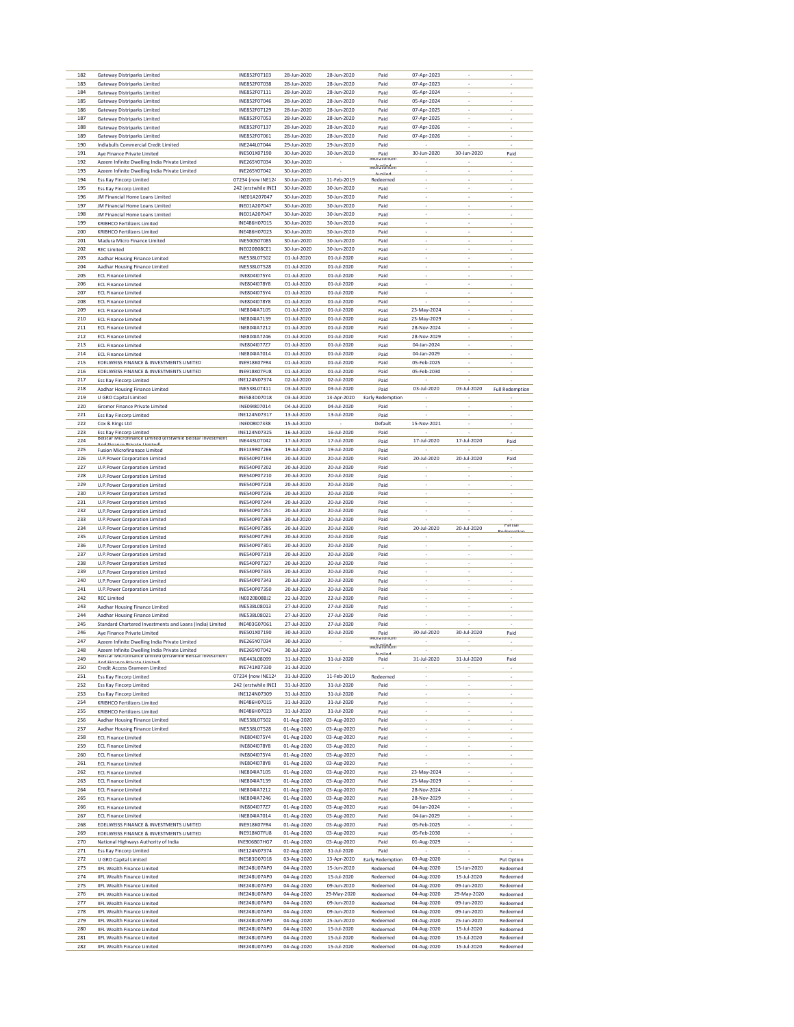| 182 | Gateway Distriparks Limited | INE852F07103 | 28-Jun-2020 | 28-Jun-2020 | Paid | 07-Apr-2023 | - | - |
|---|---|---|---|---|---|---|---|---|
| 183 | Gateway Distriparks Limited | INE852F07038 | 28-Jun-2020 | 28-Jun-2020 | Paid | 07-Apr-2023 | - | - |
| 184 | Gateway Distriparks Limited | INE852F07111 | 28-Jun-2020 | 28-Jun-2020 | Paid | 05-Apr-2024 | - | - |
| 185 | Gateway Distriparks Limited | INE852F07046 | 28-Jun-2020 | 28-Jun-2020 | Paid | 05-Apr-2024 | - | - |
| 186 | Gateway Distriparks Limited | INE852F07129 | 28-Jun-2020 | 28-Jun-2020 | Paid | 07-Apr-2025 | - | - |
| 187 | Gateway Distriparks Limited | INE852F07053 | 28-Jun-2020 | 28-Jun-2020 | Paid | 07-Apr-2025 | - | - |
| 188 | Gateway Distriparks Limited | INE852F07137 | 28-Jun-2020 | 28-Jun-2020 | Paid | 07-Apr-2026 | - | - |
| 189 | Gateway Distriparks Limited | INE852F07061 | 28-Jun-2020 | 28-Jun-2020 | Paid | 07-Apr-2026 | - | - |
| 190 | Indiabulls Commercial Credit Limited | INE244L07044 | 29-Jun-2020 | 29-Jun-2020 | Paid | - | - | - |
| 191 | Aye Finance Private Limited | INE501X07190 | 30-Jun-2020 | 30-Jun-2020 | Paid | 30-Jun-2020 | 30-Jun-2020 | Paid |
| 192 | Azeem Infinite Dwelling India Private Limited | INE265Y07034 | 30-Jun-2020 | - | Moratorium Availed | - | - | - |
| 193 | Azeem Infinite Dwelling India Private Limited | INE265Y07042 | 30-Jun-2020 | - | Moratorium Availed | - | - | - |
| 194 | Ess Kay Fincorp Limited | 07234 (now INE124 | 30-Jun-2020 | 11-Feb-2019 | Redeemed | - | - | - |
| 195 | Ess Kay Fincorp Limited | 242 (erstwhile INE1 | 30-Jun-2020 | 30-Jun-2020 | Paid | - | - | - |
| 196 | JM Financial Home Loans Limited | INE01A207047 | 30-Jun-2020 | 30-Jun-2020 | Paid | - | - | - |
| 197 | JM Financial Home Loans Limited | INE01A207047 | 30-Jun-2020 | 30-Jun-2020 | Paid | - | - | - |
| 198 | JM Financial Home Loans Limited | INE01A207047 | 30-Jun-2020 | 30-Jun-2020 | Paid | - | - | - |
| 199 | KRIBHCO Fertilizers Limited | INE486H07015 | 30-Jun-2020 | 30-Jun-2020 | Paid | - | - | - |
| 200 | KRIBHCO Fertilizers Limited | INE486H07023 | 30-Jun-2020 | 30-Jun-2020 | Paid | - | - | - |
| 201 | Madura Micro Finance Limited | INE500S07085 | 30-Jun-2020 | 30-Jun-2020 | Paid | - | - | - |
| 202 | REC Limited | INE020B08CE1 | 30-Jun-2020 | 30-Jun-2020 | Paid | - | - | - |
| 203 | Aadhar Housing Finance Limited | INE538L07502 | 01-Jul-2020 | 01-Jul-2020 | Paid | - | - | - |
| 204 | Aadhar Housing Finance Limited | INE538L07528 | 01-Jul-2020 | 01-Jul-2020 | Paid | - | - | - |
| 205 | ECL Finance Limited | INE804I075Y4 | 01-Jul-2020 | 01-Jul-2020 | Paid | - | - | - |
| 206 | ECL Finance Limited | INE804I078Y8 | 01-Jul-2020 | 01-Jul-2020 | Paid | - | - | - |
| 207 | ECL Finance Limited | INE804I075Y4 | 01-Jul-2020 | 01-Jul-2020 | Paid | - | - | - |
| 208 | ECL Finance Limited | INE804I078Y8 | 01-Jul-2020 | 01-Jul-2020 | Paid | - | - | - |
| 209 | ECL Finance Limited | INE804IA7105 | 01-Jul-2020 | 01-Jul-2020 | Paid | 23-May-2024 | - | - |
| 210 | ECL Finance Limited | INE804IA7139 | 01-Jul-2020 | 01-Jul-2020 | Paid | 23-May-2029 | - | - |
| 211 | ECL Finance Limited | INE804IA7212 | 01-Jul-2020 | 01-Jul-2020 | Paid | 28-Nov-2024 | - | - |
| 212 | ECL Finance Limited | INE804IA7246 | 01-Jul-2020 | 01-Jul-2020 | Paid | 28-Nov-2029 | - | - |
| 213 | ECL Finance Limited | INE804I077Z7 | 01-Jul-2020 | 01-Jul-2020 | Paid | 04-Jan-2024 | - | - |
| 214 | ECL Finance Limited | INE804IA7014 | 01-Jul-2020 | 01-Jul-2020 | Paid | 04-Jan-2029 | - | - |
| 215 | EDELWEISS FINANCE & INVESTMENTS LIMITED | INE918K07FR4 | 01-Jul-2020 | 01-Jul-2020 | Paid | 05-Feb-2025 | - | - |
| 216 | EDELWEISS FINANCE & INVESTMENTS LIMITED | INE918K07FU8 | 01-Jul-2020 | 01-Jul-2020 | Paid | 05-Feb-2030 | - | - |
| 217 | Ess Kay Fincorp Limited | INE124N07374 | 02-Jul-2020 | 02-Jul-2020 | Paid | - | - | - |
| 218 | Aadhar Housing Finance Limited | INE538L07411 | 03-Jul-2020 | 03-Jul-2020 | Paid | 03-Jul-2020 | 03-Jul-2020 | Full Redemption |
| 219 | U GRO Capital Limited | INE583D07018 | 03-Jul-2020 | 13-Apr-2020 | Early Redemption | - | - | - |
| 220 | Gromor Finance Private Limited | INE09I807014 | 04-Jul-2020 | 04-Jul-2020 | Paid | - | - | - |
| 221 | Ess Kay Fincorp Limited | INE124N07317 | 13-Jul-2020 | 13-Jul-2020 | Paid | - | - | - |
| 222 | Cox & Kings Ltd | INE008I07338 | 15-Jul-2020 | - | Default | 15-Nov-2021 | - | - |
| 223 | Ess Kay Fincorp Limited | INE124N07325 | 16-Jul-2020 | 16-Jul-2020 | Paid | - | - | - |
| 224 | Belstar Microfinance Limited (erstwhile Belstar Investment And Finance Private Limited) | INE443L07042 | 17-Jul-2020 | 17-Jul-2020 | Paid | 17-Jul-2020 | 17-Jul-2020 | Paid |
| 225 | Fusion Microfinanace Limited | INE139R07266 | 19-Jul-2020 | 19-Jul-2020 | Paid | - | - | - |
| 226 | U.P.Power Corporation Limited | INE540P07194 | 20-Jul-2020 | 20-Jul-2020 | Paid | 20-Jul-2020 | 20-Jul-2020 | Paid |
| 227 | U.P.Power Corporation Limited | INE540P07202 | 20-Jul-2020 | 20-Jul-2020 | Paid | - | - | - |
| 228 | U.P.Power Corporation Limited | INE540P07210 | 20-Jul-2020 | 20-Jul-2020 | Paid | - | - | - |
| 229 | U.P.Power Corporation Limited | INE540P07228 | 20-Jul-2020 | 20-Jul-2020 | Paid | - | - | - |
| 230 | U.P.Power Corporation Limited | INE540P07236 | 20-Jul-2020 | 20-Jul-2020 | Paid | - | - | - |
| 231 | U.P.Power Corporation Limited | INE540P07244 | 20-Jul-2020 | 20-Jul-2020 | Paid | - | - | - |
| 232 | U.P.Power Corporation Limited | INE540P07251 | 20-Jul-2020 | 20-Jul-2020 | Paid | - | - | - |
| 233 | U.P.Power Corporation Limited | INE540P07269 | 20-Jul-2020 | 20-Jul-2020 | Paid | - | - | - |
| 234 | U.P.Power Corporation Limited | INE540P07285 | 20-Jul-2020 | 20-Jul-2020 | Paid | 20-Jul-2020 | 20-Jul-2020 | Partial Redemption |
| 235 | U.P.Power Corporation Limited | INE540P07293 | 20-Jul-2020 | 20-Jul-2020 | Paid | - | - | - |
| 236 | U.P.Power Corporation Limited | INE540P07301 | 20-Jul-2020 | 20-Jul-2020 | Paid | - | - | - |
| 237 | U.P.Power Corporation Limited | INE540P07319 | 20-Jul-2020 | 20-Jul-2020 | Paid | - | - | - |
| 238 | U.P.Power Corporation Limited | INE540P07327 | 20-Jul-2020 | 20-Jul-2020 | Paid | - | - | - |
| 239 | U.P.Power Corporation Limited | INE540P07335 | 20-Jul-2020 | 20-Jul-2020 | Paid | - | - | - |
| 240 | U.P.Power Corporation Limited | INE540P07343 | 20-Jul-2020 | 20-Jul-2020 | Paid | - | - | - |
| 241 | U.P.Power Corporation Limited | INE540P07350 | 20-Jul-2020 | 20-Jul-2020 | Paid | - | - | - |
| 242 | REC Limited | INE020B08BJ2 | 22-Jul-2020 | 22-Jul-2020 | Paid | - | - | - |
| 243 | Aadhar Housing Finance Limited | INE538L08013 | 27-Jul-2020 | 27-Jul-2020 | Paid | - | - | - |
| 244 | Aadhar Housing Finance Limited | INE538L08021 | 27-Jul-2020 | 27-Jul-2020 | Paid | - | - | - |
| 245 | Standard Chartered Investments and Loans (India) Limited | INE403G07061 | 27-Jul-2020 | 27-Jul-2020 | Paid | - | - | - |
| 246 | Aye Finance Private Limited | INE501X07190 | 30-Jul-2020 | 30-Jul-2020 | Paid | 30-Jul-2020 | 30-Jul-2020 | Paid |
| 247 | Azeem Infinite Dwelling India Private Limited | INE265Y07034 | 30-Jul-2020 | - | Moratorium Availed | - | - | - |
| 248 | Azeem Infinite Dwelling India Private Limited | INE265Y07042 | 30-Jul-2020 | - | Moratorium Availed | - | - | - |
| 249 | Belstar Microfinance Limited (erstwhile Belstar Investment And Finance Private Limited) | INE443L08099 | 31-Jul-2020 | 31-Jul-2020 | Paid | 31-Jul-2020 | 31-Jul-2020 | Paid |
| 250 | Credit Access Grameen Limited | INE741K07330 | 31-Jul-2020 | - | - | - | - | - |
| 251 | Ess Kay Fincorp Limited | 07234 (now INE124 | 31-Jul-2020 | 11-Feb-2019 | Redeemed | - | - | - |
| 252 | Ess Kay Fincorp Limited | 242 (erstwhile INE1 | 31-Jul-2020 | 31-Jul-2020 | Paid | - | - | - |
| 253 | Ess Kay Fincorp Limited | INE124N07309 | 31-Jul-2020 | 31-Jul-2020 | Paid | - | - | - |
| 254 | KRIBHCO Fertilizers Limited | INE486H07015 | 31-Jul-2020 | 31-Jul-2020 | Paid | - | - | - |
| 255 | KRIBHCO Fertilizers Limited | INE486H07023 | 31-Jul-2020 | 31-Jul-2020 | Paid | - | - | - |
| 256 | Aadhar Housing Finance Limited | INE538L07502 | 01-Aug-2020 | 03-Aug-2020 | Paid | - | - | - |
| 257 | Aadhar Housing Finance Limited | INE538L07528 | 01-Aug-2020 | 03-Aug-2020 | Paid | - | - | - |
| 258 | ECL Finance Limited | INE804I075Y4 | 01-Aug-2020 | 03-Aug-2020 | Paid | - | - | - |
| 259 | ECL Finance Limited | INE804I078Y8 | 01-Aug-2020 | 03-Aug-2020 | Paid | - | - | - |
| 260 | ECL Finance Limited | INE804I075Y4 | 01-Aug-2020 | 03-Aug-2020 | Paid | - | - | - |
| 261 | ECL Finance Limited | INE804I078Y8 | 01-Aug-2020 | 03-Aug-2020 | Paid | - | - | - |
| 262 | ECL Finance Limited | INE804IA7105 | 01-Aug-2020 | 03-Aug-2020 | Paid | 23-May-2024 | - | - |
| 263 | ECL Finance Limited | INE804IA7139 | 01-Aug-2020 | 03-Aug-2020 | Paid | 23-May-2029 | - | - |
| 264 | ECL Finance Limited | INE804IA7212 | 01-Aug-2020 | 03-Aug-2020 | Paid | 28-Nov-2024 | - | - |
| 265 | ECL Finance Limited | INE804IA7246 | 01-Aug-2020 | 03-Aug-2020 | Paid | 28-Nov-2029 | - | - |
| 266 | ECL Finance Limited | INE804I077Z7 | 01-Aug-2020 | 03-Aug-2020 | Paid | 04-Jan-2024 | - | - |
| 267 | ECL Finance Limited | INE804IA7014 | 01-Aug-2020 | 03-Aug-2020 | Paid | 04-Jan-2029 | - | - |
| 268 | EDELWEISS FINANCE & INVESTMENTS LIMITED | INE918K07FR4 | 01-Aug-2020 | 03-Aug-2020 | Paid | 05-Feb-2025 | - | - |
| 269 | EDELWEISS FINANCE & INVESTMENTS LIMITED | INE918K07FU8 | 01-Aug-2020 | 03-Aug-2020 | Paid | 05-Feb-2030 | - | - |
| 270 | National Highways Authority of India | INE906B07HG7 | 01-Aug-2020 | 03-Aug-2020 | Paid | 01-Aug-2029 | - | - |
| 271 | Ess Kay Fincorp Limited | INE124N07374 | 02-Aug-2020 | 31-Jul-2020 | Paid | - | - | - |
| 272 | U GRO Capital Limited | INE583D07018 | 03-Aug-2020 | 13-Apr-2020 | Early Redemption | 03-Aug-2020 | - | Put Option |
| 273 | IIFL Wealth Finance Limited | INE248U07AP0 | 04-Aug-2020 | 15-Jun-2020 | Redeemed | 04-Aug-2020 | 15-Jun-2020 | Redeemed |
| 274 | IIFL Wealth Finance Limited | INE248U07AP0 | 04-Aug-2020 | 15-Jul-2020 | Redeemed | 04-Aug-2020 | 15-Jul-2020 | Redeemed |
| 275 | IIFL Wealth Finance Limited | INE248U07AP0 | 04-Aug-2020 | 09-Jun-2020 | Redeemed | 04-Aug-2020 | 09-Jun-2020 | Redeemed |
| 276 | IIFL Wealth Finance Limited | INE248U07AP0 | 04-Aug-2020 | 29-May-2020 | Redeemed | 04-Aug-2020 | 29-May-2020 | Redeemed |
| 277 | IIFL Wealth Finance Limited | INE248U07AP0 | 04-Aug-2020 | 09-Jun-2020 | Redeemed | 04-Aug-2020 | 09-Jun-2020 | Redeemed |
| 278 | IIFL Wealth Finance Limited | INE248U07AP0 | 04-Aug-2020 | 09-Jun-2020 | Redeemed | 04-Aug-2020 | 09-Jun-2020 | Redeemed |
| 279 | IIFL Wealth Finance Limited | INE248U07AP0 | 04-Aug-2020 | 25-Jun-2020 | Redeemed | 04-Aug-2020 | 25-Jun-2020 | Redeemed |
| 280 | IIFL Wealth Finance Limited | INE248U07AP0 | 04-Aug-2020 | 15-Jul-2020 | Redeemed | 04-Aug-2020 | 15-Jul-2020 | Redeemed |
| 281 | IIFL Wealth Finance Limited | INE248U07AP0 | 04-Aug-2020 | 15-Jul-2020 | Redeemed | 04-Aug-2020 | 15-Jul-2020 | Redeemed |
| 282 | IIFL Wealth Finance Limited | INE248U07AP0 | 04-Aug-2020 | 15-Jul-2020 | Redeemed | 04-Aug-2020 | 15-Jul-2020 | Redeemed |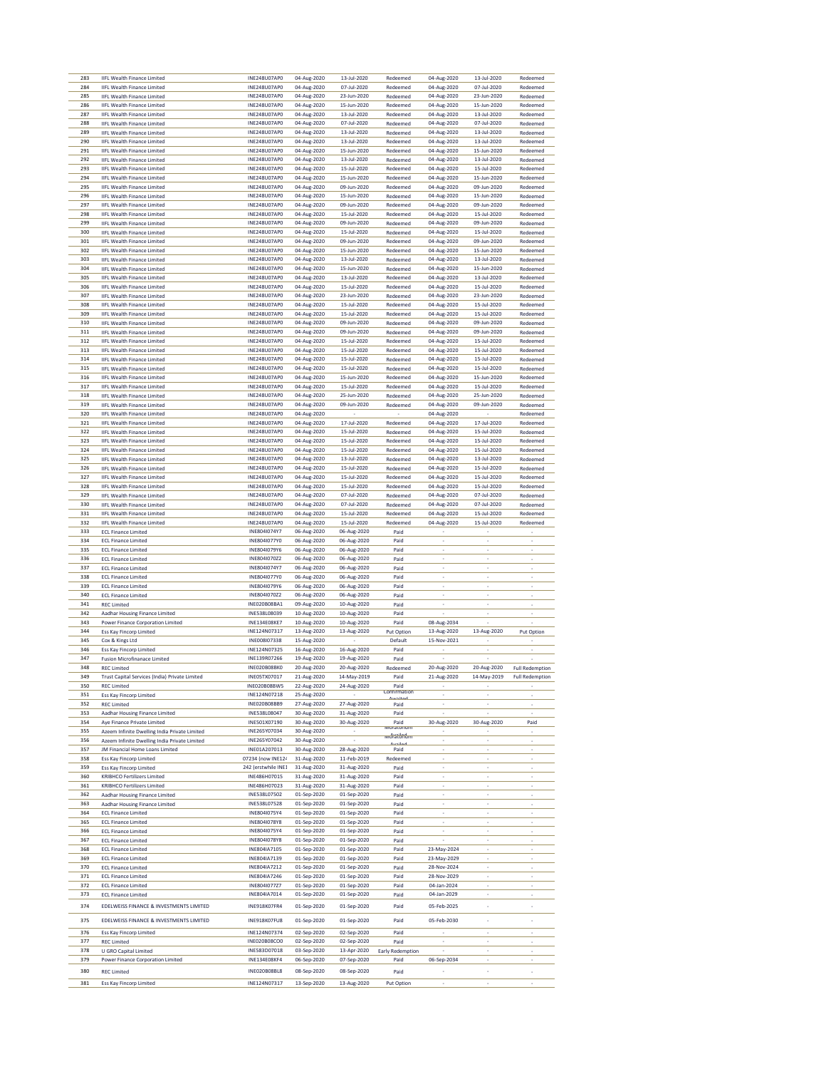| 283 | IIFL Wealth Finance Limited | INE248U07AP0 | 04-Aug-2020 | 13-Jul-2020 | Redeemed | 04-Aug-2020 | 13-Jul-2020 | Redeemed |
|---|---|---|---|---|---|---|---|---|
| 284 | IIFL Wealth Finance Limited | INE248U07AP0 | 04-Aug-2020 | 07-Jul-2020 | Redeemed | 04-Aug-2020 | 07-Jul-2020 | Redeemed |
| 285 | IIFL Wealth Finance Limited | INE248U07AP0 | 04-Aug-2020 | 23-Jun-2020 | Redeemed | 04-Aug-2020 | 23-Jun-2020 | Redeemed |
| 286 | IIFL Wealth Finance Limited | INE248U07AP0 | 04-Aug-2020 | 15-Jun-2020 | Redeemed | 04-Aug-2020 | 15-Jun-2020 | Redeemed |
| 287 | IIFL Wealth Finance Limited | INE248U07AP0 | 04-Aug-2020 | 13-Jul-2020 | Redeemed | 04-Aug-2020 | 13-Jul-2020 | Redeemed |
| 288 | IIFL Wealth Finance Limited | INE248U07AP0 | 04-Aug-2020 | 07-Jul-2020 | Redeemed | 04-Aug-2020 | 07-Jul-2020 | Redeemed |
| 289 | IIFL Wealth Finance Limited | INE248U07AP0 | 04-Aug-2020 | 13-Jul-2020 | Redeemed | 04-Aug-2020 | 13-Jul-2020 | Redeemed |
| 290 | IIFL Wealth Finance Limited | INE248U07AP0 | 04-Aug-2020 | 13-Jul-2020 | Redeemed | 04-Aug-2020 | 13-Jul-2020 | Redeemed |
| 291 | IIFL Wealth Finance Limited | INE248U07AP0 | 04-Aug-2020 | 15-Jun-2020 | Redeemed | 04-Aug-2020 | 15-Jun-2020 | Redeemed |
| 292 | IIFL Wealth Finance Limited | INE248U07AP0 | 04-Aug-2020 | 13-Jul-2020 | Redeemed | 04-Aug-2020 | 13-Jul-2020 | Redeemed |
| 293 | IIFL Wealth Finance Limited | INE248U07AP0 | 04-Aug-2020 | 15-Jul-2020 | Redeemed | 04-Aug-2020 | 15-Jul-2020 | Redeemed |
| 294 | IIFL Wealth Finance Limited | INE248U07AP0 | 04-Aug-2020 | 15-Jun-2020 | Redeemed | 04-Aug-2020 | 15-Jun-2020 | Redeemed |
| 295 | IIFL Wealth Finance Limited | INE248U07AP0 | 04-Aug-2020 | 09-Jun-2020 | Redeemed | 04-Aug-2020 | 09-Jun-2020 | Redeemed |
| 296 | IIFL Wealth Finance Limited | INE248U07AP0 | 04-Aug-2020 | 15-Jun-2020 | Redeemed | 04-Aug-2020 | 15-Jun-2020 | Redeemed |
| 297 | IIFL Wealth Finance Limited | INE248U07AP0 | 04-Aug-2020 | 09-Jun-2020 | Redeemed | 04-Aug-2020 | 09-Jun-2020 | Redeemed |
| 298 | IIFL Wealth Finance Limited | INE248U07AP0 | 04-Aug-2020 | 15-Jul-2020 | Redeemed | 04-Aug-2020 | 15-Jul-2020 | Redeemed |
| 299 | IIFL Wealth Finance Limited | INE248U07AP0 | 04-Aug-2020 | 09-Jun-2020 | Redeemed | 04-Aug-2020 | 09-Jun-2020 | Redeemed |
| 300 | IIFL Wealth Finance Limited | INE248U07AP0 | 04-Aug-2020 | 15-Jul-2020 | Redeemed | 04-Aug-2020 | 15-Jul-2020 | Redeemed |
| 301 | IIFL Wealth Finance Limited | INE248U07AP0 | 04-Aug-2020 | 09-Jun-2020 | Redeemed | 04-Aug-2020 | 09-Jun-2020 | Redeemed |
| 302 | IIFL Wealth Finance Limited | INE248U07AP0 | 04-Aug-2020 | 15-Jun-2020 | Redeemed | 04-Aug-2020 | 15-Jun-2020 | Redeemed |
| 303 | IIFL Wealth Finance Limited | INE248U07AP0 | 04-Aug-2020 | 13-Jul-2020 | Redeemed | 04-Aug-2020 | 13-Jul-2020 | Redeemed |
| 304 | IIFL Wealth Finance Limited | INE248U07AP0 | 04-Aug-2020 | 15-Jun-2020 | Redeemed | 04-Aug-2020 | 15-Jun-2020 | Redeemed |
| 305 | IIFL Wealth Finance Limited | INE248U07AP0 | 04-Aug-2020 | 13-Jul-2020 | Redeemed | 04-Aug-2020 | 13-Jul-2020 | Redeemed |
| 306 | IIFL Wealth Finance Limited | INE248U07AP0 | 04-Aug-2020 | 15-Jul-2020 | Redeemed | 04-Aug-2020 | 15-Jul-2020 | Redeemed |
| 307 | IIFL Wealth Finance Limited | INE248U07AP0 | 04-Aug-2020 | 23-Jun-2020 | Redeemed | 04-Aug-2020 | 23-Jun-2020 | Redeemed |
| 308 | IIFL Wealth Finance Limited | INE248U07AP0 | 04-Aug-2020 | 15-Jul-2020 | Redeemed | 04-Aug-2020 | 15-Jul-2020 | Redeemed |
| 309 | IIFL Wealth Finance Limited | INE248U07AP0 | 04-Aug-2020 | 15-Jul-2020 | Redeemed | 04-Aug-2020 | 15-Jul-2020 | Redeemed |
| 310 | IIFL Wealth Finance Limited | INE248U07AP0 | 04-Aug-2020 | 09-Jun-2020 | Redeemed | 04-Aug-2020 | 09-Jun-2020 | Redeemed |
| 311 | IIFL Wealth Finance Limited | INE248U07AP0 | 04-Aug-2020 | 09-Jun-2020 | Redeemed | 04-Aug-2020 | 09-Jun-2020 | Redeemed |
| 312 | IIFL Wealth Finance Limited | INE248U07AP0 | 04-Aug-2020 | 15-Jul-2020 | Redeemed | 04-Aug-2020 | 15-Jul-2020 | Redeemed |
| 313 | IIFL Wealth Finance Limited | INE248U07AP0 | 04-Aug-2020 | 15-Jul-2020 | Redeemed | 04-Aug-2020 | 15-Jul-2020 | Redeemed |
| 314 | IIFL Wealth Finance Limited | INE248U07AP0 | 04-Aug-2020 | 15-Jul-2020 | Redeemed | 04-Aug-2020 | 15-Jul-2020 | Redeemed |
| 315 | IIFL Wealth Finance Limited | INE248U07AP0 | 04-Aug-2020 | 15-Jul-2020 | Redeemed | 04-Aug-2020 | 15-Jul-2020 | Redeemed |
| 316 | IIFL Wealth Finance Limited | INE248U07AP0 | 04-Aug-2020 | 15-Jun-2020 | Redeemed | 04-Aug-2020 | 15-Jun-2020 | Redeemed |
| 317 | IIFL Wealth Finance Limited | INE248U07AP0 | 04-Aug-2020 | 15-Jul-2020 | Redeemed | 04-Aug-2020 | 15-Jul-2020 | Redeemed |
| 318 | IIFL Wealth Finance Limited | INE248U07AP0 | 04-Aug-2020 | 25-Jun-2020 | Redeemed | 04-Aug-2020 | 25-Jun-2020 | Redeemed |
| 319 | IIFL Wealth Finance Limited | INE248U07AP0 | 04-Aug-2020 | 09-Jun-2020 | Redeemed | 04-Aug-2020 | 09-Jun-2020 | Redeemed |
| 320 | IIFL Wealth Finance Limited | INE248U07AP0 | 04-Aug-2020 | - | - | 04-Aug-2020 | - | Redeemed |
| 321 | IIFL Wealth Finance Limited | INE248U07AP0 | 04-Aug-2020 | 17-Jul-2020 | Redeemed | 04-Aug-2020 | 17-Jul-2020 | Redeemed |
| 322 | IIFL Wealth Finance Limited | INE248U07AP0 | 04-Aug-2020 | 15-Jul-2020 | Redeemed | 04-Aug-2020 | 15-Jul-2020 | Redeemed |
| 323 | IIFL Wealth Finance Limited | INE248U07AP0 | 04-Aug-2020 | 15-Jul-2020 | Redeemed | 04-Aug-2020 | 15-Jul-2020 | Redeemed |
| 324 | IIFL Wealth Finance Limited | INE248U07AP0 | 04-Aug-2020 | 15-Jul-2020 | Redeemed | 04-Aug-2020 | 15-Jul-2020 | Redeemed |
| 325 | IIFL Wealth Finance Limited | INE248U07AP0 | 04-Aug-2020 | 13-Jul-2020 | Redeemed | 04-Aug-2020 | 13-Jul-2020 | Redeemed |
| 326 | IIFL Wealth Finance Limited | INE248U07AP0 | 04-Aug-2020 | 15-Jul-2020 | Redeemed | 04-Aug-2020 | 15-Jul-2020 | Redeemed |
| 327 | IIFL Wealth Finance Limited | INE248U07AP0 | 04-Aug-2020 | 15-Jul-2020 | Redeemed | 04-Aug-2020 | 15-Jul-2020 | Redeemed |
| 328 | IIFL Wealth Finance Limited | INE248U07AP0 | 04-Aug-2020 | 15-Jul-2020 | Redeemed | 04-Aug-2020 | 15-Jul-2020 | Redeemed |
| 329 | IIFL Wealth Finance Limited | INE248U07AP0 | 04-Aug-2020 | 07-Jul-2020 | Redeemed | 04-Aug-2020 | 07-Jul-2020 | Redeemed |
| 330 | IIFL Wealth Finance Limited | INE248U07AP0 | 04-Aug-2020 | 07-Jul-2020 | Redeemed | 04-Aug-2020 | 07-Jul-2020 | Redeemed |
| 331 | IIFL Wealth Finance Limited | INE248U07AP0 | 04-Aug-2020 | 15-Jul-2020 | Redeemed | 04-Aug-2020 | 15-Jul-2020 | Redeemed |
| 332 | IIFL Wealth Finance Limited | INE248U07AP0 | 04-Aug-2020 | 15-Jul-2020 | Redeemed | 04-Aug-2020 | 15-Jul-2020 | Redeemed |
| 333 | ECL Finance Limited | INE804I074Y7 | 06-Aug-2020 | 06-Aug-2020 | Paid | - | - | - |
| 334 | ECL Finance Limited | INE804I077Y0 | 06-Aug-2020 | 06-Aug-2020 | Paid | - | - | - |
| 335 | ECL Finance Limited | INE804I079Y6 | 06-Aug-2020 | 06-Aug-2020 | Paid | - | - | - |
| 336 | ECL Finance Limited | INE804I070Z2 | 06-Aug-2020 | 06-Aug-2020 | Paid | - | - | - |
| 337 | ECL Finance Limited | INE804I074Y7 | 06-Aug-2020 | 06-Aug-2020 | Paid | - | - | - |
| 338 | ECL Finance Limited | INE804I077Y0 | 06-Aug-2020 | 06-Aug-2020 | Paid | - | - | - |
| 339 | ECL Finance Limited | INE804I079Y6 | 06-Aug-2020 | 06-Aug-2020 | Paid | - | - | - |
| 340 | ECL Finance Limited | INE804I070Z2 | 06-Aug-2020 | 06-Aug-2020 | Paid | - | - | - |
| 341 | REC Limited | INE020B08BA1 | 09-Aug-2020 | 10-Aug-2020 | Paid | - | - | - |
| 342 | Aadhar Housing Finance Limited | INE538L08039 | 10-Aug-2020 | 10-Aug-2020 | Paid | - | - | - |
| 343 | Power Finance Corporation Limited | INE134E08KE7 | 10-Aug-2020 | 10-Aug-2020 | Paid | 08-Aug-2034 | - | - |
| 344 | Ess Kay Fincorp Limited | INE124N07317 | 13-Aug-2020 | 13-Aug-2020 | Put Option | 13-Aug-2020 | 13-Aug-2020 | Put Option |
| 345 | Cox & Kings Ltd | INE008I07338 | 15-Aug-2020 | - | Default | 15-Nov-2021 | - | - |
| 346 | Ess Kay Fincorp Limited | INE124N07325 | 16-Aug-2020 | 16-Aug-2020 | Paid | - | - | - |
| 347 | Fusion Microfinanace Limited | INE139R07266 | 19-Aug-2020 | 19-Aug-2020 | Paid | - | - | - |
| 348 | REC Limited | INE020B08BK0 | 20-Aug-2020 | 20-Aug-2020 | Redeemed | 20-Aug-2020 | 20-Aug-2020 | Full Redemption |
| 349 | Trust Capital Services (India) Private Limited | INE05TX07017 | 21-Aug-2020 | 14-May-2019 | Paid | 21-Aug-2020 | 14-May-2019 | Full Redemption |
| 350 | REC Limited | INE020B08BW5 | 22-Aug-2020 | 24-Aug-2020 | Paid | - | - | - |
| 351 | Ess Kay Fincorp Limited | INE124N07218 | 25-Aug-2020 | - | Confirmation Awaited | - | - | - |
| 352 | REC Limited | INE020B08BB9 | 27-Aug-2020 | 27-Aug-2020 | Paid | - | - | - |
| 353 | Aadhar Housing Finance Limited | INE538L08047 | 30-Aug-2020 | 31-Aug-2020 | Paid | - | - | - |
| 354 | Aye Finance Private Limited | INE501X07190 | 30-Aug-2020 | 30-Aug-2020 | Paid | 30-Aug-2020 | 30-Aug-2020 | Paid |
| 355 | Azeem Infinite Dwelling India Private Limited | INE265Y07034 | 30-Aug-2020 | - | Moratorium Availed | - | - | - |
| 356 | Azeem Infinite Dwelling India Private Limited | INE265Y07042 | 30-Aug-2020 | - | Moratorium Availed | - | - | - |
| 357 | JM Financial Home Loans Limited | INE01A207013 | 30-Aug-2020 | 28-Aug-2020 | Paid | - | - | - |
| 358 | Ess Kay Fincorp Limited | 07234 (now INE124 | 31-Aug-2020 | 11-Feb-2019 | Redeemed | - | - | - |
| 359 | Ess Kay Fincorp Limited | 242 (erstwhile INE1 | 31-Aug-2020 | 31-Aug-2020 | Paid | - | - | - |
| 360 | KRIBHCO Fertilizers Limited | INE486H07015 | 31-Aug-2020 | 31-Aug-2020 | Paid | - | - | - |
| 361 | KRIBHCO Fertilizers Limited | INE486H07023 | 31-Aug-2020 | 31-Aug-2020 | Paid | - | - | - |
| 362 | Aadhar Housing Finance Limited | INE538L07502 | 01-Sep-2020 | 01-Sep-2020 | Paid | - | - | - |
| 363 | Aadhar Housing Finance Limited | INE538L07528 | 01-Sep-2020 | 01-Sep-2020 | Paid | - | - | - |
| 364 | ECL Finance Limited | INE804I075Y4 | 01-Sep-2020 | 01-Sep-2020 | Paid | - | - | - |
| 365 | ECL Finance Limited | INE804I078Y8 | 01-Sep-2020 | 01-Sep-2020 | Paid | - | - | - |
| 366 | ECL Finance Limited | INE804I075Y4 | 01-Sep-2020 | 01-Sep-2020 | Paid | - | - | - |
| 367 | ECL Finance Limited | INE804I078Y8 | 01-Sep-2020 | 01-Sep-2020 | Paid | - | - | - |
| 368 | ECL Finance Limited | INE804IA7105 | 01-Sep-2020 | 01-Sep-2020 | Paid | 23-May-2024 | - | - |
| 369 | ECL Finance Limited | INE804IA7139 | 01-Sep-2020 | 01-Sep-2020 | Paid | 23-May-2029 | - | - |
| 370 | ECL Finance Limited | INE804IA7212 | 01-Sep-2020 | 01-Sep-2020 | Paid | 28-Nov-2024 | - | - |
| 371 | ECL Finance Limited | INE804IA7246 | 01-Sep-2020 | 01-Sep-2020 | Paid | 28-Nov-2029 | - | - |
| 372 | ECL Finance Limited | INE804I077Z7 | 01-Sep-2020 | 01-Sep-2020 | Paid | 04-Jan-2024 | - | - |
| 373 | ECL Finance Limited | INE804IA7014 | 01-Sep-2020 | 01-Sep-2020 | Paid | 04-Jan-2029 | - | - |
| 374 | EDELWEISS FINANCE & INVESTMENTS LIMITED | INE918K07FR4 | 01-Sep-2020 | 01-Sep-2020 | Paid | 05-Feb-2025 | - | - |
| 375 | EDELWEISS FINANCE & INVESTMENTS LIMITED | INE918K07FU8 | 01-Sep-2020 | 01-Sep-2020 | Paid | 05-Feb-2030 | - | - |
| 376 | Ess Kay Fincorp Limited | INE124N07374 | 02-Sep-2020 | 02-Sep-2020 | Paid | - | - | - |
| 377 | REC Limited | INE020B08CO0 | 02-Sep-2020 | 02-Sep-2020 | Paid | - | - | - |
| 378 | U GRO Capital Limited | INE583D07018 | 03-Sep-2020 | 13-Apr-2020 | Early Redemption | - | - | - |
| 379 | Power Finance Corporation Limited | INE134E08KF4 | 06-Sep-2020 | 07-Sep-2020 | Paid | 06-Sep-2034 | - | - |
| 380 | REC Limited | INE020B08BL8 | 08-Sep-2020 | 08-Sep-2020 | Paid | - | - | - |
| 381 | Ess Kay Fincorp Limited | INE124N07317 | 13-Sep-2020 | 13-Aug-2020 | Put Option | - | - | - |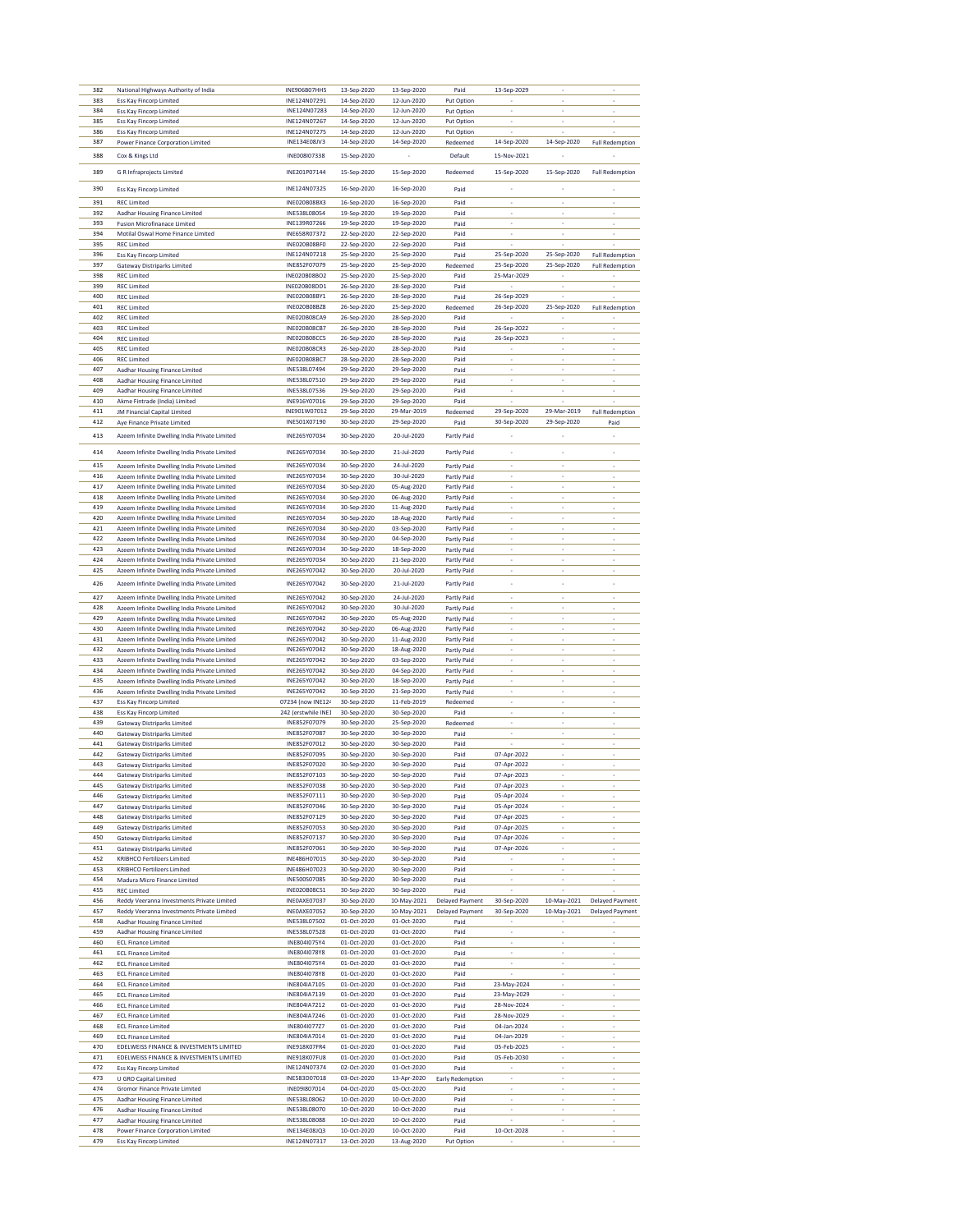| 382 | National Highways Authority of India | INE906B07HH5 | 13-Sep-2020 | 13-Sep-2020 | Paid | 13-Sep-2029 | - | - |
|---|---|---|---|---|---|---|---|---|
| 383 | Ess Kay Fincorp Limited | INE124N07291 | 14-Sep-2020 | 12-Jun-2020 | Put Option | - | - | - |
| 384 | Ess Kay Fincorp Limited | INE124N07283 | 14-Sep-2020 | 12-Jun-2020 | Put Option | - | - | - |
| 385 | Ess Kay Fincorp Limited | INE124N07267 | 14-Sep-2020 | 12-Jun-2020 | Put Option | - | - | - |
| 386 | Ess Kay Fincorp Limited | INE124N07275 | 14-Sep-2020 | 12-Jun-2020 | Put Option | - | - | - |
| 387 | Power Finance Corporation Limited | INE134E08JV3 | 14-Sep-2020 | 14-Sep-2020 | Redeemed | 14-Sep-2020 | 14-Sep-2020 | Full Redemption |
| 388 | Cox & Kings Ltd | INE008I07338 | 15-Sep-2020 | - | Default | 15-Nov-2021 | - | - |
| 389 | G R Infraprojects Limited | INE201P07144 | 15-Sep-2020 | 15-Sep-2020 | Redeemed | 15-Sep-2020 | 15-Sep-2020 | Full Redemption |
| 390 | Ess Kay Fincorp Limited | INE124N07325 | 16-Sep-2020 | 16-Sep-2020 | Paid | - | - | - |
| 391 | REC Limited | INE020B08BX3 | 16-Sep-2020 | 16-Sep-2020 | Paid | - | - | - |
| 392 | Aadhar Housing Finance Limited | INE538L08054 | 19-Sep-2020 | 19-Sep-2020 | Paid | - | - | - |
| 393 | Fusion Microfinanace Limited | INE139R07266 | 19-Sep-2020 | 19-Sep-2020 | Paid | - | - | - |
| 394 | Motilal Oswal Home Finance Limited | INE658R07372 | 22-Sep-2020 | 22-Sep-2020 | Paid | - | - | - |
| 395 | REC Limited | INE020B08BF0 | 22-Sep-2020 | 22-Sep-2020 | Paid | - | - | - |
| 396 | Ess Kay Fincorp Limited | INE124N07218 | 25-Sep-2020 | 25-Sep-2020 | Paid | 25-Sep-2020 | 25-Sep-2020 | Full Redemption |
| 397 | Gateway Distriparks Limited | INE852F07079 | 25-Sep-2020 | 25-Sep-2020 | Redeemed | 25-Sep-2020 | 25-Sep-2020 | Full Redemption |
| 398 | REC Limited | INE020B08BO2 | 25-Sep-2020 | 25-Sep-2020 | Paid | 25-Mar-2029 | - | - |
| 399 | REC Limited | INE020B08DD1 | 26-Sep-2020 | 28-Sep-2020 | Paid | - | - | - |
| 400 | REC Limited | INE020B08BY1 | 26-Sep-2020 | 28-Sep-2020 | Paid | 26-Sep-2029 | - | - |
| 401 | REC Limited | INE020B08BZ8 | 26-Sep-2020 | 25-Sep-2020 | Redeemed | 26-Sep-2020 | 25-Sep-2020 | Full Redemption |
| 402 | REC Limited | INE020B08CA9 | 26-Sep-2020 | 28-Sep-2020 | Paid | - | - | - |
| 403 | REC Limited | INE020B08CB7 | 26-Sep-2020 | 28-Sep-2020 | Paid | 26-Sep-2022 | - | - |
| 404 | REC Limited | INE020B08CC5 | 26-Sep-2020 | 28-Sep-2020 | Paid | 26-Sep-2023 | - | - |
| 405 | REC Limited | INE020B08CR3 | 26-Sep-2020 | 28-Sep-2020 | Paid | - | - | - |
| 406 | REC Limited | INE020B08BC7 | 28-Sep-2020 | 28-Sep-2020 | Paid | - | - | - |
| 407 | Aadhar Housing Finance Limited | INE538L07494 | 29-Sep-2020 | 29-Sep-2020 | Paid | - | - | - |
| 408 | Aadhar Housing Finance Limited | INE538L07510 | 29-Sep-2020 | 29-Sep-2020 | Paid | - | - | - |
| 409 | Aadhar Housing Finance Limited | INE538L07536 | 29-Sep-2020 | 29-Sep-2020 | Paid | - | - | - |
| 410 | Akme Fintrade (India) Limited | INE916Y07016 | 29-Sep-2020 | 29-Sep-2020 | Paid | - | - | - |
| 411 | JM Financial Capital Limited | INE901W07012 | 29-Sep-2020 | 29-Mar-2019 | Redeemed | 29-Sep-2020 | 29-Mar-2019 | Full Redemption |
| 412 | Aye Finance Private Limited | INE501X07190 | 30-Sep-2020 | 29-Sep-2020 | Paid | 30-Sep-2020 | 29-Sep-2020 | Paid |
| 413 | Azeem Infinite Dwelling India Private Limited | INE265Y07034 | 30-Sep-2020 | 20-Jul-2020 | Partly Paid | - | - | - |
| 414 | Azeem Infinite Dwelling India Private Limited | INE265Y07034 | 30-Sep-2020 | 21-Jul-2020 | Partly Paid | - | - | - |
| 415 | Azeem Infinite Dwelling India Private Limited | INE265Y07034 | 30-Sep-2020 | 24-Jul-2020 | Partly Paid | - | - | - |
| 416 | Azeem Infinite Dwelling India Private Limited | INE265Y07034 | 30-Sep-2020 | 30-Jul-2020 | Partly Paid | - | - | - |
| 417 | Azeem Infinite Dwelling India Private Limited | INE265Y07034 | 30-Sep-2020 | 05-Aug-2020 | Partly Paid | - | - | - |
| 418 | Azeem Infinite Dwelling India Private Limited | INE265Y07034 | 30-Sep-2020 | 06-Aug-2020 | Partly Paid | - | - | - |
| 419 | Azeem Infinite Dwelling India Private Limited | INE265Y07034 | 30-Sep-2020 | 11-Aug-2020 | Partly Paid | - | - | - |
| 420 | Azeem Infinite Dwelling India Private Limited | INE265Y07034 | 30-Sep-2020 | 18-Aug-2020 | Partly Paid | - | - | - |
| 421 | Azeem Infinite Dwelling India Private Limited | INE265Y07034 | 30-Sep-2020 | 03-Sep-2020 | Partly Paid | - | - | - |
| 422 | Azeem Infinite Dwelling India Private Limited | INE265Y07034 | 30-Sep-2020 | 04-Sep-2020 | Partly Paid | - | - | - |
| 423 | Azeem Infinite Dwelling India Private Limited | INE265Y07034 | 30-Sep-2020 | 18-Sep-2020 | Partly Paid | - | - | - |
| 424 | Azeem Infinite Dwelling India Private Limited | INE265Y07034 | 30-Sep-2020 | 21-Sep-2020 | Partly Paid | - | - | - |
| 425 | Azeem Infinite Dwelling India Private Limited | INE265Y07042 | 30-Sep-2020 | 20-Jul-2020 | Partly Paid | - | - | - |
| 426 | Azeem Infinite Dwelling India Private Limited | INE265Y07042 | 30-Sep-2020 | 21-Jul-2020 | Partly Paid | - | - | - |
| 427 | Azeem Infinite Dwelling India Private Limited | INE265Y07042 | 30-Sep-2020 | 24-Jul-2020 | Partly Paid | - | - | - |
| 428 | Azeem Infinite Dwelling India Private Limited | INE265Y07042 | 30-Sep-2020 | 30-Jul-2020 | Partly Paid | - | - | - |
| 429 | Azeem Infinite Dwelling India Private Limited | INE265Y07042 | 30-Sep-2020 | 05-Aug-2020 | Partly Paid | - | - | - |
| 430 | Azeem Infinite Dwelling India Private Limited | INE265Y07042 | 30-Sep-2020 | 06-Aug-2020 | Partly Paid | - | - | - |
| 431 | Azeem Infinite Dwelling India Private Limited | INE265Y07042 | 30-Sep-2020 | 11-Aug-2020 | Partly Paid | - | - | - |
| 432 | Azeem Infinite Dwelling India Private Limited | INE265Y07042 | 30-Sep-2020 | 18-Aug-2020 | Partly Paid | - | - | - |
| 433 | Azeem Infinite Dwelling India Private Limited | INE265Y07042 | 30-Sep-2020 | 03-Sep-2020 | Partly Paid | - | - | - |
| 434 | Azeem Infinite Dwelling India Private Limited | INE265Y07042 | 30-Sep-2020 | 04-Sep-2020 | Partly Paid | - | - | - |
| 435 | Azeem Infinite Dwelling India Private Limited | INE265Y07042 | 30-Sep-2020 | 18-Sep-2020 | Partly Paid | - | - | - |
| 436 | Azeem Infinite Dwelling India Private Limited | INE265Y07042 | 30-Sep-2020 | 21-Sep-2020 | Partly Paid | - | - | - |
| 437 | Ess Kay Fincorp Limited | 07234 (now INE124 | 30-Sep-2020 | 11-Feb-2019 | Redeemed | - | - | - |
| 438 | Ess Kay Fincorp Limited | 242 (erstwhile INE1 | 30-Sep-2020 | 30-Sep-2020 | Paid | - | - | - |
| 439 | Gateway Distriparks Limited | INE852F07079 | 30-Sep-2020 | 25-Sep-2020 | Redeemed | - | - | - |
| 440 | Gateway Distriparks Limited | INE852F07087 | 30-Sep-2020 | 30-Sep-2020 | Paid | - | - | - |
| 441 | Gateway Distriparks Limited | INE852F07012 | 30-Sep-2020 | 30-Sep-2020 | Paid | - | - | - |
| 442 | Gateway Distriparks Limited | INE852F07095 | 30-Sep-2020 | 30-Sep-2020 | Paid | 07-Apr-2022 | - | - |
| 443 | Gateway Distriparks Limited | INE852F07020 | 30-Sep-2020 | 30-Sep-2020 | Paid | 07-Apr-2022 | - | - |
| 444 | Gateway Distriparks Limited | INE852F07103 | 30-Sep-2020 | 30-Sep-2020 | Paid | 07-Apr-2023 | - | - |
| 445 | Gateway Distriparks Limited | INE852F07038 | 30-Sep-2020 | 30-Sep-2020 | Paid | 07-Apr-2023 | - | - |
| 446 | Gateway Distriparks Limited | INE852F07111 | 30-Sep-2020 | 30-Sep-2020 | Paid | 05-Apr-2024 | - | - |
| 447 | Gateway Distriparks Limited | INE852F07046 | 30-Sep-2020 | 30-Sep-2020 | Paid | 05-Apr-2024 | - | - |
| 448 | Gateway Distriparks Limited | INE852F07129 | 30-Sep-2020 | 30-Sep-2020 | Paid | 07-Apr-2025 | - | - |
| 449 | Gateway Distriparks Limited | INE852F07053 | 30-Sep-2020 | 30-Sep-2020 | Paid | 07-Apr-2025 | - | - |
| 450 | Gateway Distriparks Limited | INE852F07137 | 30-Sep-2020 | 30-Sep-2020 | Paid | 07-Apr-2026 | - | - |
| 451 | Gateway Distriparks Limited | INE852F07061 | 30-Sep-2020 | 30-Sep-2020 | Paid | 07-Apr-2026 | - | - |
| 452 | KRIBHCO Fertilizers Limited | INE486H07015 | 30-Sep-2020 | 30-Sep-2020 | Paid | - | - | - |
| 453 | KRIBHCO Fertilizers Limited | INE486H07023 | 30-Sep-2020 | 30-Sep-2020 | Paid | - | - | - |
| 454 | Madura Micro Finance Limited | INE500S07085 | 30-Sep-2020 | 30-Sep-2020 | Paid | - | - | - |
| 455 | REC Limited | INE020B08CS1 | 30-Sep-2020 | 30-Sep-2020 | Paid | - | - | - |
| 456 | Reddy Veeranna Investments Private Limited | INE0AXE07037 | 30-Sep-2020 | 10-May-2021 | Delayed Payment | 30-Sep-2020 | 10-May-2021 | Delayed Payment |
| 457 | Reddy Veeranna Investments Private Limited | INE0AXE07052 | 30-Sep-2020 | 10-May-2021 | Delayed Payment | 30-Sep-2020 | 10-May-2021 | Delayed Payment |
| 458 | Aadhar Housing Finance Limited | INE538L07502 | 01-Oct-2020 | 01-Oct-2020 | Paid | - | - | - |
| 459 | Aadhar Housing Finance Limited | INE538L07528 | 01-Oct-2020 | 01-Oct-2020 | Paid | - | - | - |
| 460 | ECL Finance Limited | INE804I075Y4 | 01-Oct-2020 | 01-Oct-2020 | Paid | - | - | - |
| 461 | ECL Finance Limited | INE804I078Y8 | 01-Oct-2020 | 01-Oct-2020 | Paid | - | - | - |
| 462 | ECL Finance Limited | INE804I075Y4 | 01-Oct-2020 | 01-Oct-2020 | Paid | - | - | - |
| 463 | ECL Finance Limited | INE804I078Y8 | 01-Oct-2020 | 01-Oct-2020 | Paid | - | - | - |
| 464 | ECL Finance Limited | INE804IA7105 | 01-Oct-2020 | 01-Oct-2020 | Paid | 23-May-2024 | - | - |
| 465 | ECL Finance Limited | INE804IA7139 | 01-Oct-2020 | 01-Oct-2020 | Paid | 23-May-2029 | - | - |
| 466 | ECL Finance Limited | INE804IA7212 | 01-Oct-2020 | 01-Oct-2020 | Paid | 28-Nov-2024 | - | - |
| 467 | ECL Finance Limited | INE804IA7246 | 01-Oct-2020 | 01-Oct-2020 | Paid | 28-Nov-2029 | - | - |
| 468 | ECL Finance Limited | INE804I077Z7 | 01-Oct-2020 | 01-Oct-2020 | Paid | 04-Jan-2024 | - | - |
| 469 | ECL Finance Limited | INE804IA7014 | 01-Oct-2020 | 01-Oct-2020 | Paid | 04-Jan-2029 | - | - |
| 470 | EDELWEISS FINANCE & INVESTMENTS LIMITED | INE918K07FR4 | 01-Oct-2020 | 01-Oct-2020 | Paid | 05-Feb-2025 | - | - |
| 471 | EDELWEISS FINANCE & INVESTMENTS LIMITED | INE918K07FU8 | 01-Oct-2020 | 01-Oct-2020 | Paid | 05-Feb-2030 | - | - |
| 472 | Ess Kay Fincorp Limited | INE124N07374 | 02-Oct-2020 | 01-Oct-2020 | Paid | - | - | - |
| 473 | U GRO Capital Limited | INE583D07018 | 03-Oct-2020 | 13-Apr-2020 | Early Redemption | - | - | - |
| 474 | Gromor Finance Private Limited | INE09I807014 | 04-Oct-2020 | 05-Oct-2020 | Paid | - | - | - |
| 475 | Aadhar Housing Finance Limited | INE538L08062 | 10-Oct-2020 | 10-Oct-2020 | Paid | - | - | - |
| 476 | Aadhar Housing Finance Limited | INE538L08070 | 10-Oct-2020 | 10-Oct-2020 | Paid | - | - | - |
| 477 | Aadhar Housing Finance Limited | INE538L08088 | 10-Oct-2020 | 10-Oct-2020 | Paid | - | - | - |
| 478 | Power Finance Corporation Limited | INE134E08JQ3 | 10-Oct-2020 | 10-Oct-2020 | Paid | 10-Oct-2028 | - | - |
| 479 | Ess Kay Fincorp Limited | INE124N07317 | 13-Oct-2020 | 13-Aug-2020 | Put Option | - | - | - |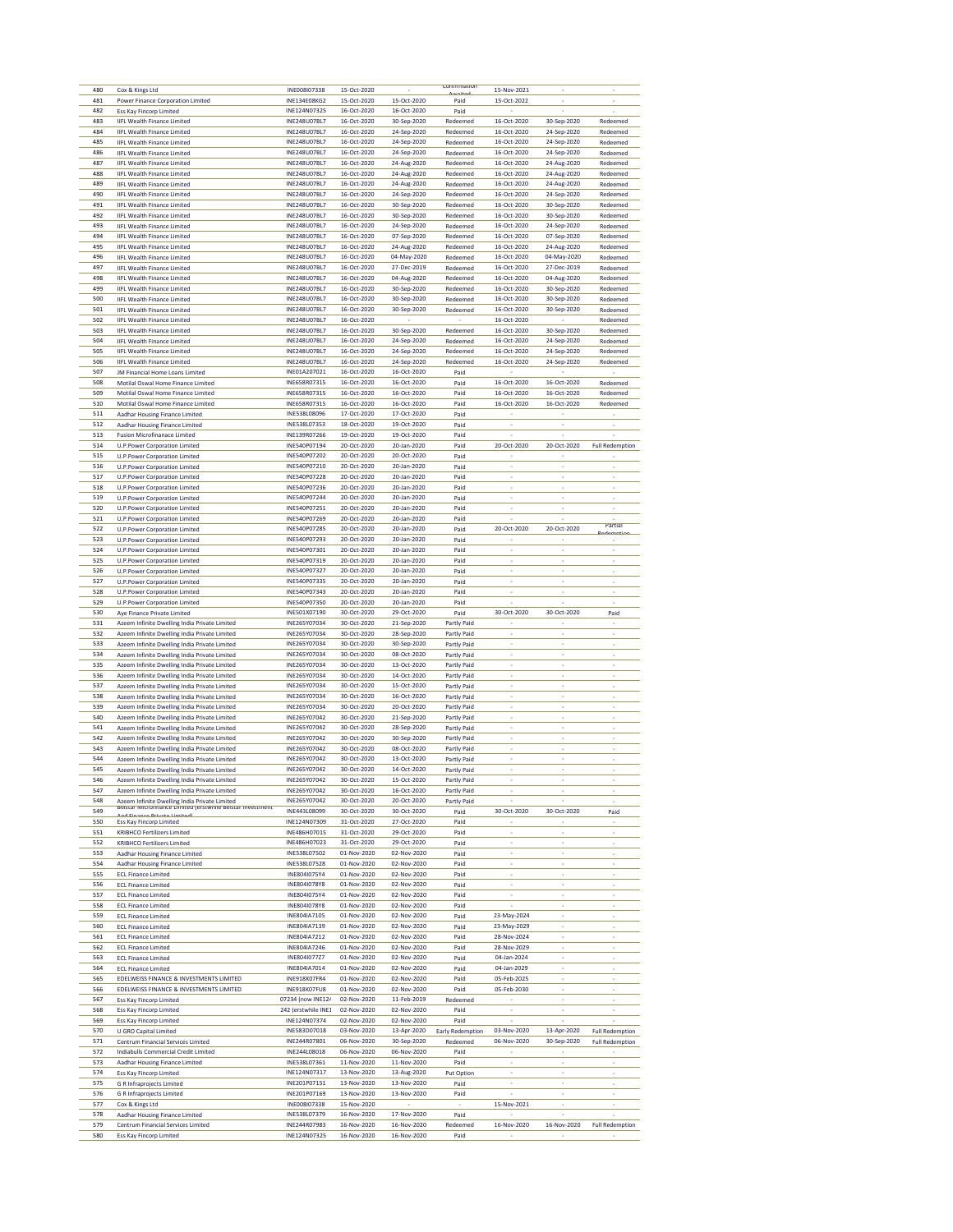| 480 | Cox & Kings Ltd | INE008I07338 | 15-Oct-2020 | - | Confirmation Awaited | 15-Nov-2021 | - | - |
|---|---|---|---|---|---|---|---|---|
| 481 | Power Finance Corporation Limited | INE134E08KG2 | 15-Oct-2020 | 15-Oct-2020 | Paid | 15-Oct-2022 | - | - |
| 482 | Ess Kay Fincorp Limited | INE124N07325 | 16-Oct-2020 | 16-Oct-2020 | Paid | - | - | - |
| 483 | IIFL Wealth Finance Limited | INE248U07BL7 | 16-Oct-2020 | 30-Sep-2020 | Redeemed | 16-Oct-2020 | 30-Sep-2020 | Redeemed |
| 484 | IIFL Wealth Finance Limited | INE248U07BL7 | 16-Oct-2020 | 24-Sep-2020 | Redeemed | 16-Oct-2020 | 24-Sep-2020 | Redeemed |
| 485 | IIFL Wealth Finance Limited | INE248U07BL7 | 16-Oct-2020 | 24-Sep-2020 | Redeemed | 16-Oct-2020 | 24-Sep-2020 | Redeemed |
| 486 | IIFL Wealth Finance Limited | INE248U07BL7 | 16-Oct-2020 | 24-Sep-2020 | Redeemed | 16-Oct-2020 | 24-Sep-2020 | Redeemed |
| 487 | IIFL Wealth Finance Limited | INE248U07BL7 | 16-Oct-2020 | 24-Aug-2020 | Redeemed | 16-Oct-2020 | 24-Aug-2020 | Redeemed |
| 488 | IIFL Wealth Finance Limited | INE248U07BL7 | 16-Oct-2020 | 24-Aug-2020 | Redeemed | 16-Oct-2020 | 24-Aug-2020 | Redeemed |
| 489 | IIFL Wealth Finance Limited | INE248U07BL7 | 16-Oct-2020 | 24-Aug-2020 | Redeemed | 16-Oct-2020 | 24-Aug-2020 | Redeemed |
| 490 | IIFL Wealth Finance Limited | INE248U07BL7 | 16-Oct-2020 | 24-Sep-2020 | Redeemed | 16-Oct-2020 | 24-Sep-2020 | Redeemed |
| 491 | IIFL Wealth Finance Limited | INE248U07BL7 | 16-Oct-2020 | 30-Sep-2020 | Redeemed | 16-Oct-2020 | 30-Sep-2020 | Redeemed |
| 492 | IIFL Wealth Finance Limited | INE248U07BL7 | 16-Oct-2020 | 30-Sep-2020 | Redeemed | 16-Oct-2020 | 30-Sep-2020 | Redeemed |
| 493 | IIFL Wealth Finance Limited | INE248U07BL7 | 16-Oct-2020 | 24-Sep-2020 | Redeemed | 16-Oct-2020 | 24-Sep-2020 | Redeemed |
| 494 | IIFL Wealth Finance Limited | INE248U07BL7 | 16-Oct-2020 | 07-Sep-2020 | Redeemed | 16-Oct-2020 | 07-Sep-2020 | Redeemed |
| 495 | IIFL Wealth Finance Limited | INE248U07BL7 | 16-Oct-2020 | 24-Aug-2020 | Redeemed | 16-Oct-2020 | 24-Aug-2020 | Redeemed |
| 496 | IIFL Wealth Finance Limited | INE248U07BL7 | 16-Oct-2020 | 04-May-2020 | Redeemed | 16-Oct-2020 | 04-May-2020 | Redeemed |
| 497 | IIFL Wealth Finance Limited | INE248U07BL7 | 16-Oct-2020 | 27-Dec-2019 | Redeemed | 16-Oct-2020 | 27-Dec-2019 | Redeemed |
| 498 | IIFL Wealth Finance Limited | INE248U07BL7 | 16-Oct-2020 | 04-Aug-2020 | Redeemed | 16-Oct-2020 | 04-Aug-2020 | Redeemed |
| 499 | IIFL Wealth Finance Limited | INE248U07BL7 | 16-Oct-2020 | 30-Sep-2020 | Redeemed | 16-Oct-2020 | 30-Sep-2020 | Redeemed |
| 500 | IIFL Wealth Finance Limited | INE248U07BL7 | 16-Oct-2020 | 30-Sep-2020 | Redeemed | 16-Oct-2020 | 30-Sep-2020 | Redeemed |
| 501 | IIFL Wealth Finance Limited | INE248U07BL7 | 16-Oct-2020 | 30-Sep-2020 | Redeemed | 16-Oct-2020 | 30-Sep-2020 | Redeemed |
| 502 | IIFL Wealth Finance Limited | INE248U07BL7 | 16-Oct-2020 | - | - | 16-Oct-2020 | - | Redeemed |
| 503 | IIFL Wealth Finance Limited | INE248U07BL7 | 16-Oct-2020 | 30-Sep-2020 | Redeemed | 16-Oct-2020 | 30-Sep-2020 | Redeemed |
| 504 | IIFL Wealth Finance Limited | INE248U07BL7 | 16-Oct-2020 | 24-Sep-2020 | Redeemed | 16-Oct-2020 | 24-Sep-2020 | Redeemed |
| 505 | IIFL Wealth Finance Limited | INE248U07BL7 | 16-Oct-2020 | 24-Sep-2020 | Redeemed | 16-Oct-2020 | 24-Sep-2020 | Redeemed |
| 506 | IIFL Wealth Finance Limited | INE248U07BL7 | 16-Oct-2020 | 24-Sep-2020 | Redeemed | 16-Oct-2020 | 24-Sep-2020 | Redeemed |
| 507 | JM Financial Home Loans Limited | INE01A207021 | 16-Oct-2020 | 16-Oct-2020 | Paid | - | - | - |
| 508 | Motilal Oswal Home Finance Limited | INE658R07315 | 16-Oct-2020 | 16-Oct-2020 | Paid | 16-Oct-2020 | 16-Oct-2020 | Redeemed |
| 509 | Motilal Oswal Home Finance Limited | INE658R07315 | 16-Oct-2020 | 16-Oct-2020 | Paid | 16-Oct-2020 | 16-Oct-2020 | Redeemed |
| 510 | Motilal Oswal Home Finance Limited | INE658R07315 | 16-Oct-2020 | 16-Oct-2020 | Paid | 16-Oct-2020 | 16-Oct-2020 | Redeemed |
| 511 | Aadhar Housing Finance Limited | INE538L08096 | 17-Oct-2020 | 17-Oct-2020 | Paid | - | - | - |
| 512 | Aadhar Housing Finance Limited | INE538L07353 | 18-Oct-2020 | 19-Oct-2020 | Paid | - | - | - |
| 513 | Fusion Microfinanace Limited | INE139R07266 | 19-Oct-2020 | 19-Oct-2020 | Paid | - | - | - |
| 514 | U.P.Power Corporation Limited | INE540P07194 | 20-Oct-2020 | 20-Jan-2020 | Paid | 20-Oct-2020 | 20-Oct-2020 | Full Redemption |
| 515 | U.P.Power Corporation Limited | INE540P07202 | 20-Oct-2020 | 20-Oct-2020 | Paid | - | - | - |
| 516 | U.P.Power Corporation Limited | INE540P07210 | 20-Oct-2020 | 20-Jan-2020 | Paid | - | - | - |
| 517 | U.P.Power Corporation Limited | INE540P07228 | 20-Oct-2020 | 20-Jan-2020 | Paid | - | - | - |
| 518 | U.P.Power Corporation Limited | INE540P07236 | 20-Oct-2020 | 20-Jan-2020 | Paid | - | - | - |
| 519 | U.P.Power Corporation Limited | INE540P07244 | 20-Oct-2020 | 20-Jan-2020 | Paid | - | - | - |
| 520 | U.P.Power Corporation Limited | INE540P07251 | 20-Oct-2020 | 20-Jan-2020 | Paid | - | - | - |
| 521 | U.P.Power Corporation Limited | INE540P07269 | 20-Oct-2020 | 20-Jan-2020 | Paid | - | - | - |
| 522 | U.P.Power Corporation Limited | INE540P07285 | 20-Oct-2020 | 20-Jan-2020 | Paid | 20-Oct-2020 | 20-Oct-2020 | Partial Redemption |
| 523 | U.P.Power Corporation Limited | INE540P07293 | 20-Oct-2020 | 20-Jan-2020 | Paid | - | - | - |
| 524 | U.P.Power Corporation Limited | INE540P07301 | 20-Oct-2020 | 20-Jan-2020 | Paid | - | - | - |
| 525 | U.P.Power Corporation Limited | INE540P07319 | 20-Oct-2020 | 20-Jan-2020 | Paid | - | - | - |
| 526 | U.P.Power Corporation Limited | INE540P07327 | 20-Oct-2020 | 20-Jan-2020 | Paid | - | - | - |
| 527 | U.P.Power Corporation Limited | INE540P07335 | 20-Oct-2020 | 20-Jan-2020 | Paid | - | - | - |
| 528 | U.P.Power Corporation Limited | INE540P07343 | 20-Oct-2020 | 20-Jan-2020 | Paid | - | - | - |
| 529 | U.P.Power Corporation Limited | INE540P07350 | 20-Oct-2020 | 20-Jan-2020 | Paid | - | - | - |
| 530 | Aye Finance Private Limited | INE501X07190 | 30-Oct-2020 | 29-Oct-2020 | Paid | 30-Oct-2020 | 30-Oct-2020 | Paid |
| 531 | Azeem Infinite Dwelling India Private Limited | INE265Y07034 | 30-Oct-2020 | 21-Sep-2020 | Partly Paid | - | - | - |
| 532 | Azeem Infinite Dwelling India Private Limited | INE265Y07034 | 30-Oct-2020 | 28-Sep-2020 | Partly Paid | - | - | - |
| 533 | Azeem Infinite Dwelling India Private Limited | INE265Y07034 | 30-Oct-2020 | 30-Sep-2020 | Partly Paid | - | - | - |
| 534 | Azeem Infinite Dwelling India Private Limited | INE265Y07034 | 30-Oct-2020 | 08-Oct-2020 | Partly Paid | - | - | - |
| 535 | Azeem Infinite Dwelling India Private Limited | INE265Y07034 | 30-Oct-2020 | 13-Oct-2020 | Partly Paid | - | - | - |
| 536 | Azeem Infinite Dwelling India Private Limited | INE265Y07034 | 30-Oct-2020 | 14-Oct-2020 | Partly Paid | - | - | - |
| 537 | Azeem Infinite Dwelling India Private Limited | INE265Y07034 | 30-Oct-2020 | 15-Oct-2020 | Partly Paid | - | - | - |
| 538 | Azeem Infinite Dwelling India Private Limited | INE265Y07034 | 30-Oct-2020 | 16-Oct-2020 | Partly Paid | - | - | - |
| 539 | Azeem Infinite Dwelling India Private Limited | INE265Y07034 | 30-Oct-2020 | 20-Oct-2020 | Partly Paid | - | - | - |
| 540 | Azeem Infinite Dwelling India Private Limited | INE265Y07042 | 30-Oct-2020 | 21-Sep-2020 | Partly Paid | - | - | - |
| 541 | Azeem Infinite Dwelling India Private Limited | INE265Y07042 | 30-Oct-2020 | 28-Sep-2020 | Partly Paid | - | - | - |
| 542 | Azeem Infinite Dwelling India Private Limited | INE265Y07042 | 30-Oct-2020 | 30-Sep-2020 | Partly Paid | - | - | - |
| 543 | Azeem Infinite Dwelling India Private Limited | INE265Y07042 | 30-Oct-2020 | 08-Oct-2020 | Partly Paid | - | - | - |
| 544 | Azeem Infinite Dwelling India Private Limited | INE265Y07042 | 30-Oct-2020 | 13-Oct-2020 | Partly Paid | - | - | - |
| 545 | Azeem Infinite Dwelling India Private Limited | INE265Y07042 | 30-Oct-2020 | 14-Oct-2020 | Partly Paid | - | - | - |
| 546 | Azeem Infinite Dwelling India Private Limited | INE265Y07042 | 30-Oct-2020 | 15-Oct-2020 | Partly Paid | - | - | - |
| 547 | Azeem Infinite Dwelling India Private Limited | INE265Y07042 | 30-Oct-2020 | 16-Oct-2020 | Partly Paid | - | - | - |
| 548 | Azeem Infinite Dwelling India Private Limited | INE265Y07042 | 30-Oct-2020 | 20-Oct-2020 | Partly Paid | - | - | - |
| 549 | Belstar Microfinance Limited (erstwhile Belstar Investment And Finance Private Limited) | INE443L08099 | 30-Oct-2020 | 30-Oct-2020 | Paid | 30-Oct-2020 | 30-Oct-2020 | Paid |
| 550 | Ess Kay Fincorp Limited | INE124N07309 | 31-Oct-2020 | 27-Oct-2020 | Paid | - | - | - |
| 551 | KRIBHCO Fertilizers Limited | INE486H07015 | 31-Oct-2020 | 29-Oct-2020 | Paid | - | - | - |
| 552 | KRIBHCO Fertilizers Limited | INE486H07023 | 31-Oct-2020 | 29-Oct-2020 | Paid | - | - | - |
| 553 | Aadhar Housing Finance Limited | INE538L07502 | 01-Nov-2020 | 02-Nov-2020 | Paid | - | - | - |
| 554 | Aadhar Housing Finance Limited | INE538L07528 | 01-Nov-2020 | 02-Nov-2020 | Paid | - | - | - |
| 555 | ECL Finance Limited | INE804I075Y4 | 01-Nov-2020 | 02-Nov-2020 | Paid | - | - | - |
| 556 | ECL Finance Limited | INE804I078Y8 | 01-Nov-2020 | 02-Nov-2020 | Paid | - | - | - |
| 557 | ECL Finance Limited | INE804I075Y4 | 01-Nov-2020 | 02-Nov-2020 | Paid | - | - | - |
| 558 | ECL Finance Limited | INE804I078Y8 | 01-Nov-2020 | 02-Nov-2020 | Paid | - | - | - |
| 559 | ECL Finance Limited | INE804IA7105 | 01-Nov-2020 | 02-Nov-2020 | Paid | 23-May-2024 | - | - |
| 560 | ECL Finance Limited | INE804IA7139 | 01-Nov-2020 | 02-Nov-2020 | Paid | 23-May-2029 | - | - |
| 561 | ECL Finance Limited | INE804IA7212 | 01-Nov-2020 | 02-Nov-2020 | Paid | 28-Nov-2024 | - | - |
| 562 | ECL Finance Limited | INE804IA7246 | 01-Nov-2020 | 02-Nov-2020 | Paid | 28-Nov-2029 | - | - |
| 563 | ECL Finance Limited | INE804I077Z7 | 01-Nov-2020 | 02-Nov-2020 | Paid | 04-Jan-2024 | - | - |
| 564 | ECL Finance Limited | INE804IA7014 | 01-Nov-2020 | 02-Nov-2020 | Paid | 04-Jan-2029 | - | - |
| 565 | EDELWEISS FINANCE & INVESTMENTS LIMITED | INE918K07FR4 | 01-Nov-2020 | 02-Nov-2020 | Paid | 05-Feb-2025 | - | - |
| 566 | EDELWEISS FINANCE & INVESTMENTS LIMITED | INE918K07FU8 | 01-Nov-2020 | 02-Nov-2020 | Paid | 05-Feb-2030 | - | - |
| 567 | Ess Kay Fincorp Limited | 07234 (now INE124 | 02-Nov-2020 | 11-Feb-2019 | Redeemed | - | - | - |
| 568 | Ess Kay Fincorp Limited | 242 (erstwhile INE1 | 02-Nov-2020 | 02-Nov-2020 | Paid | - | - | - |
| 569 | Ess Kay Fincorp Limited | INE124N07374 | 02-Nov-2020 | 02-Nov-2020 | Paid | - | - | - |
| 570 | U GRO Capital Limited | INE583D07018 | 03-Nov-2020 | 13-Apr-2020 | Early Redemption | 03-Nov-2020 | 13-Apr-2020 | Full Redemption |
| 571 | Centrum Financial Services Limited | INE244R07801 | 06-Nov-2020 | 30-Sep-2020 | Redeemed | 06-Nov-2020 | 30-Sep-2020 | Full Redemption |
| 572 | Indiabulls Commercial Credit Limited | INE244L08018 | 06-Nov-2020 | 06-Nov-2020 | Paid | - | - | - |
| 573 | Aadhar Housing Finance Limited | INE538L07361 | 11-Nov-2020 | 11-Nov-2020 | Paid | - | - | - |
| 574 | Ess Kay Fincorp Limited | INE124N07317 | 13-Nov-2020 | 13-Aug-2020 | Put Option | - | - | - |
| 575 | G R Infraprojects Limited | INE201P07151 | 13-Nov-2020 | 13-Nov-2020 | Paid | - | - | - |
| 576 | G R Infraprojects Limited | INE201P07169 | 13-Nov-2020 | 13-Nov-2020 | Paid | - | - | - |
| 577 | Cox & Kings Ltd | INE008I07338 | 15-Nov-2020 | - | - | 15-Nov-2021 | - | - |
| 578 | Aadhar Housing Finance Limited | INE538L07379 | 16-Nov-2020 | 17-Nov-2020 | Paid | - | - | - |
| 579 | Centrum Financial Services Limited | INE244R07983 | 16-Nov-2020 | 16-Nov-2020 | Redeemed | 16-Nov-2020 | 16-Nov-2020 | Full Redemption |
| 580 | Ess Kay Fincorp Limited | INE124N07325 | 16-Nov-2020 | 16-Nov-2020 | Paid | - | - | - |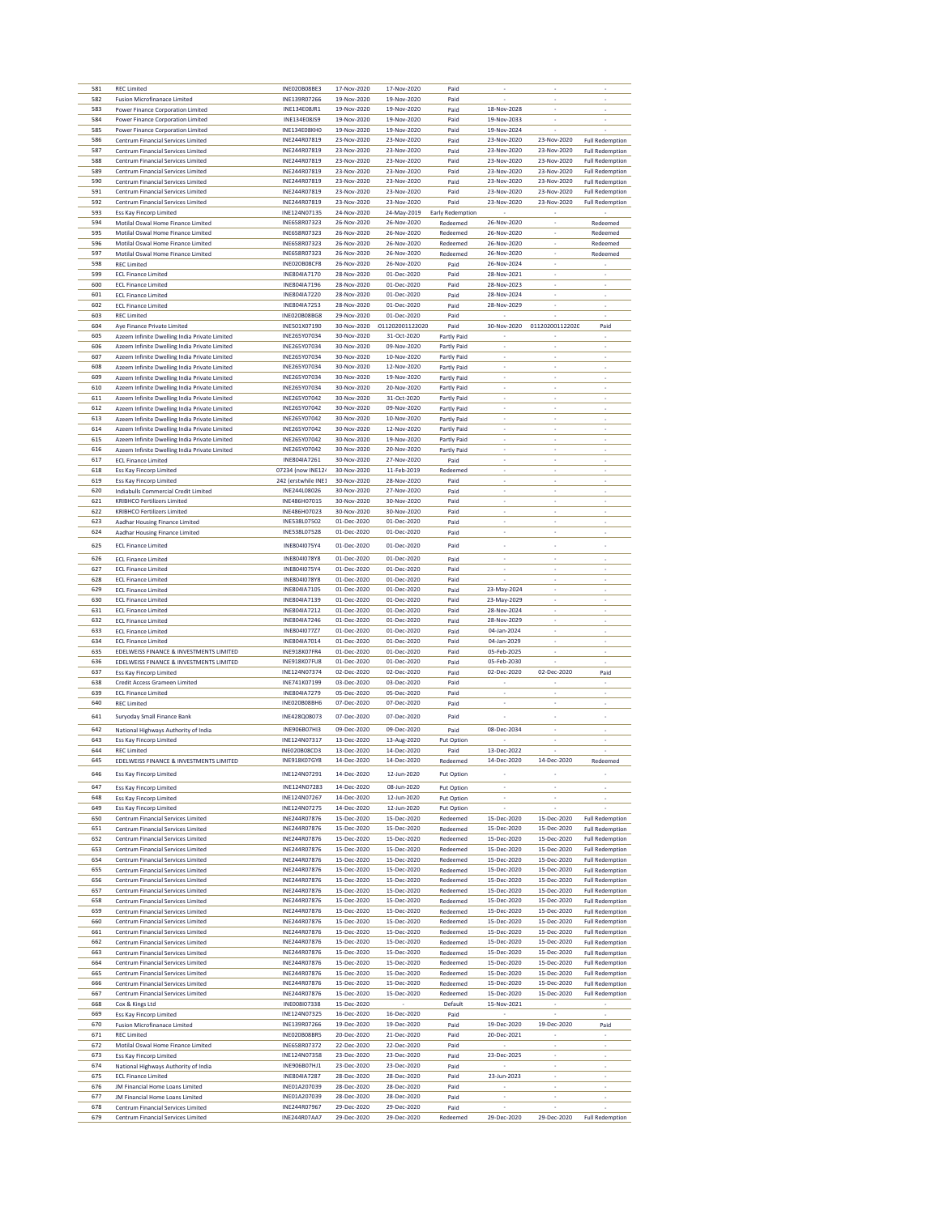| 581 | REC Limited | INE020B08BE3 | 17-Nov-2020 | 17-Nov-2020 | Paid | - | - | - |
|---|---|---|---|---|---|---|---|---|
| 582 | Fusion Microfinanace Limited | INE139R07266 | 19-Nov-2020 | 19-Nov-2020 | Paid | - | - | - |
| 583 | Power Finance Corporation Limited | INE134E08JR1 | 19-Nov-2020 | 19-Nov-2020 | Paid | 18-Nov-2028 | - | - |
| 584 | Power Finance Corporation Limited | INE134E08JS9 | 19-Nov-2020 | 19-Nov-2020 | Paid | 19-Nov-2033 | - | - |
| 585 | Power Finance Corporation Limited | INE134E08KH0 | 19-Nov-2020 | 19-Nov-2020 | Paid | 19-Nov-2024 | - | - |
| 586 | Centrum Financial Services Limited | INE244R07819 | 23-Nov-2020 | 23-Nov-2020 | Paid | 23-Nov-2020 | 23-Nov-2020 | Full Redemption |
| 587 | Centrum Financial Services Limited | INE244R07819 | 23-Nov-2020 | 23-Nov-2020 | Paid | 23-Nov-2020 | 23-Nov-2020 | Full Redemption |
| 588 | Centrum Financial Services Limited | INE244R07819 | 23-Nov-2020 | 23-Nov-2020 | Paid | 23-Nov-2020 | 23-Nov-2020 | Full Redemption |
| 589 | Centrum Financial Services Limited | INE244R07819 | 23-Nov-2020 | 23-Nov-2020 | Paid | 23-Nov-2020 | 23-Nov-2020 | Full Redemption |
| 590 | Centrum Financial Services Limited | INE244R07819 | 23-Nov-2020 | 23-Nov-2020 | Paid | 23-Nov-2020 | 23-Nov-2020 | Full Redemption |
| 591 | Centrum Financial Services Limited | INE244R07819 | 23-Nov-2020 | 23-Nov-2020 | Paid | 23-Nov-2020 | 23-Nov-2020 | Full Redemption |
| 592 | Centrum Financial Services Limited | INE244R07819 | 23-Nov-2020 | 23-Nov-2020 | Paid | 23-Nov-2020 | 23-Nov-2020 | Full Redemption |
| 593 | Ess Kay Fincorp Limited | INE124N07135 | 24-Nov-2020 | 24-May-2019 | Early Redemption | - | - | - |
| 594 | Motilal Oswal Home Finance Limited | INE658R07323 | 26-Nov-2020 | 26-Nov-2020 | Redeemed | 26-Nov-2020 | - | Redeemed |
| 595 | Motilal Oswal Home Finance Limited | INE658R07323 | 26-Nov-2020 | 26-Nov-2020 | Redeemed | 26-Nov-2020 | - | Redeemed |
| 596 | Motilal Oswal Home Finance Limited | INE658R07323 | 26-Nov-2020 | 26-Nov-2020 | Redeemed | 26-Nov-2020 | - | Redeemed |
| 597 | Motilal Oswal Home Finance Limited | INE658R07323 | 26-Nov-2020 | 26-Nov-2020 | Redeemed | 26-Nov-2020 | - | Redeemed |
| 598 | REC Limited | INE020B08CF8 | 26-Nov-2020 | 26-Nov-2020 | Paid | 26-Nov-2024 | - | - |
| 599 | ECL Finance Limited | INE804IA7170 | 28-Nov-2020 | 01-Dec-2020 | Paid | 28-Nov-2021 | - | - |
| 600 | ECL Finance Limited | INE804IA7196 | 28-Nov-2020 | 01-Dec-2020 | Paid | 28-Nov-2023 | - | - |
| 601 | ECL Finance Limited | INE804IA7220 | 28-Nov-2020 | 01-Dec-2020 | Paid | 28-Nov-2024 | - | - |
| 602 | ECL Finance Limited | INE804IA7253 | 28-Nov-2020 | 01-Dec-2020 | Paid | 28-Nov-2029 | - | - |
| 603 | REC Limited | INE020B08BG8 | 29-Nov-2020 | 01-Dec-2020 | Paid | - | - | - |
| 604 | Aye Finance Private Limited | INE501X07190 | 30-Nov-2020 | 011202001122020 | Paid | 30-Nov-2020 | 011202001122020 | Paid |
| 605 | Azeem Infinite Dwelling India Private Limited | INE265Y07034 | 30-Nov-2020 | 31-Oct-2020 | Partly Paid | - | - | - |
| 606 | Azeem Infinite Dwelling India Private Limited | INE265Y07034 | 30-Nov-2020 | 09-Nov-2020 | Partly Paid | - | - | - |
| 607 | Azeem Infinite Dwelling India Private Limited | INE265Y07034 | 30-Nov-2020 | 10-Nov-2020 | Partly Paid | - | - | - |
| 608 | Azeem Infinite Dwelling India Private Limited | INE265Y07034 | 30-Nov-2020 | 12-Nov-2020 | Partly Paid | - | - | - |
| 609 | Azeem Infinite Dwelling India Private Limited | INE265Y07034 | 30-Nov-2020 | 19-Nov-2020 | Partly Paid | - | - | - |
| 610 | Azeem Infinite Dwelling India Private Limited | INE265Y07034 | 30-Nov-2020 | 20-Nov-2020 | Partly Paid | - | - | - |
| 611 | Azeem Infinite Dwelling India Private Limited | INE265Y07042 | 30-Nov-2020 | 31-Oct-2020 | Partly Paid | - | - | - |
| 612 | Azeem Infinite Dwelling India Private Limited | INE265Y07042 | 30-Nov-2020 | 09-Nov-2020 | Partly Paid | - | - | - |
| 613 | Azeem Infinite Dwelling India Private Limited | INE265Y07042 | 30-Nov-2020 | 10-Nov-2020 | Partly Paid | - | - | - |
| 614 | Azeem Infinite Dwelling India Private Limited | INE265Y07042 | 30-Nov-2020 | 12-Nov-2020 | Partly Paid | - | - | - |
| 615 | Azeem Infinite Dwelling India Private Limited | INE265Y07042 | 30-Nov-2020 | 19-Nov-2020 | Partly Paid | - | - | - |
| 616 | Azeem Infinite Dwelling India Private Limited | INE265Y07042 | 30-Nov-2020 | 20-Nov-2020 | Partly Paid | - | - | - |
| 617 | ECL Finance Limited | INE804IA7261 | 30-Nov-2020 | 27-Nov-2020 | Paid | - | - | - |
| 618 | Ess Kay Fincorp Limited | 07234 (now INE124 | 30-Nov-2020 | 11-Feb-2019 | Redeemed | - | - | - |
| 619 | Ess Kay Fincorp Limited | 242 (erstwhile INE1 | 30-Nov-2020 | 28-Nov-2020 | Paid | - | - | - |
| 620 | Indiabulls Commercial Credit Limited | INE244L08026 | 30-Nov-2020 | 27-Nov-2020 | Paid | - | - | - |
| 621 | KRIBHCO Fertilizers Limited | INE486H07015 | 30-Nov-2020 | 30-Nov-2020 | Paid | - | - | - |
| 622 | KRIBHCO Fertilizers Limited | INE486H07023 | 30-Nov-2020 | 30-Nov-2020 | Paid | - | - | - |
| 623 | Aadhar Housing Finance Limited | INE538L07502 | 01-Dec-2020 | 01-Dec-2020 | Paid | - | - | - |
| 624 | Aadhar Housing Finance Limited | INE538L07528 | 01-Dec-2020 | 01-Dec-2020 | Paid | - | - | - |
| 625 | ECL Finance Limited | INE804I075Y4 | 01-Dec-2020 | 01-Dec-2020 | Paid | - | - | - |
| 626 | ECL Finance Limited | INE804I078Y8 | 01-Dec-2020 | 01-Dec-2020 | Paid | - | - | - |
| 627 | ECL Finance Limited | INE804I075Y4 | 01-Dec-2020 | 01-Dec-2020 | Paid | - | - | - |
| 628 | ECL Finance Limited | INE804I078Y8 | 01-Dec-2020 | 01-Dec-2020 | Paid | - | - | - |
| 629 | ECL Finance Limited | INE804IA7105 | 01-Dec-2020 | 01-Dec-2020 | Paid | 23-May-2024 | - | - |
| 630 | ECL Finance Limited | INE804IA7139 | 01-Dec-2020 | 01-Dec-2020 | Paid | 23-May-2029 | - | - |
| 631 | ECL Finance Limited | INE804IA7212 | 01-Dec-2020 | 01-Dec-2020 | Paid | 28-Nov-2024 | - | - |
| 632 | ECL Finance Limited | INE804IA7246 | 01-Dec-2020 | 01-Dec-2020 | Paid | 28-Nov-2029 | - | - |
| 633 | ECL Finance Limited | INE804I077Z7 | 01-Dec-2020 | 01-Dec-2020 | Paid | 04-Jan-2024 | - | - |
| 634 | ECL Finance Limited | INE804IA7014 | 01-Dec-2020 | 01-Dec-2020 | Paid | 04-Jan-2029 | - | - |
| 635 | EDELWEISS FINANCE & INVESTMENTS LIMITED | INE918K07FR4 | 01-Dec-2020 | 01-Dec-2020 | Paid | 05-Feb-2025 | - | - |
| 636 | EDELWEISS FINANCE & INVESTMENTS LIMITED | INE918K07FU8 | 01-Dec-2020 | 01-Dec-2020 | Paid | 05-Feb-2030 | - | - |
| 637 | Ess Kay Fincorp Limited | INE124N07374 | 02-Dec-2020 | 02-Dec-2020 | Paid | 02-Dec-2020 | 02-Dec-2020 | Paid |
| 638 | Credit Access Grameen Limited | INE741K07199 | 03-Dec-2020 | 03-Dec-2020 | Paid | - | - | - |
| 639 | ECL Finance Limited | INE804IA7279 | 05-Dec-2020 | 05-Dec-2020 | Paid | - | - | - |
| 640 | REC Limited | INE020B08BH6 | 07-Dec-2020 | 07-Dec-2020 | Paid | - | - | - |
| 641 | Suryoday Small Finance Bank | INE428Q08073 | 07-Dec-2020 | 07-Dec-2020 | Paid | - | - | - |
| 642 | National Highways Authority of India | INE906B07HI3 | 09-Dec-2020 | 09-Dec-2020 | Paid | 08-Dec-2034 | - | - |
| 643 | Ess Kay Fincorp Limited | INE124N07317 | 13-Dec-2020 | 13-Aug-2020 | Put Option | - | - | - |
| 644 | REC Limited | INE020B08CD3 | 13-Dec-2020 | 14-Dec-2020 | Paid | 13-Dec-2022 | - | - |
| 645 | EDELWEISS FINANCE & INVESTMENTS LIMITED | INE918K07GY8 | 14-Dec-2020 | 14-Dec-2020 | Redeemed | 14-Dec-2020 | 14-Dec-2020 | Redeemed |
| 646 | Ess Kay Fincorp Limited | INE124N07291 | 14-Dec-2020 | 12-Jun-2020 | Put Option | - | - | - |
| 647 | Ess Kay Fincorp Limited | INE124N07283 | 14-Dec-2020 | 08-Jun-2020 | Put Option | - | - | - |
| 648 | Ess Kay Fincorp Limited | INE124N07267 | 14-Dec-2020 | 12-Jun-2020 | Put Option | - | - | - |
| 649 | Ess Kay Fincorp Limited | INE124N07275 | 14-Dec-2020 | 12-Jun-2020 | Put Option | - | - | - |
| 650 | Centrum Financial Services Limited | INE244R07876 | 15-Dec-2020 | 15-Dec-2020 | Redeemed | 15-Dec-2020 | 15-Dec-2020 | Full Redemption |
| 651 | Centrum Financial Services Limited | INE244R07876 | 15-Dec-2020 | 15-Dec-2020 | Redeemed | 15-Dec-2020 | 15-Dec-2020 | Full Redemption |
| 652 | Centrum Financial Services Limited | INE244R07876 | 15-Dec-2020 | 15-Dec-2020 | Redeemed | 15-Dec-2020 | 15-Dec-2020 | Full Redemption |
| 653 | Centrum Financial Services Limited | INE244R07876 | 15-Dec-2020 | 15-Dec-2020 | Redeemed | 15-Dec-2020 | 15-Dec-2020 | Full Redemption |
| 654 | Centrum Financial Services Limited | INE244R07876 | 15-Dec-2020 | 15-Dec-2020 | Redeemed | 15-Dec-2020 | 15-Dec-2020 | Full Redemption |
| 655 | Centrum Financial Services Limited | INE244R07876 | 15-Dec-2020 | 15-Dec-2020 | Redeemed | 15-Dec-2020 | 15-Dec-2020 | Full Redemption |
| 656 | Centrum Financial Services Limited | INE244R07876 | 15-Dec-2020 | 15-Dec-2020 | Redeemed | 15-Dec-2020 | 15-Dec-2020 | Full Redemption |
| 657 | Centrum Financial Services Limited | INE244R07876 | 15-Dec-2020 | 15-Dec-2020 | Redeemed | 15-Dec-2020 | 15-Dec-2020 | Full Redemption |
| 658 | Centrum Financial Services Limited | INE244R07876 | 15-Dec-2020 | 15-Dec-2020 | Redeemed | 15-Dec-2020 | 15-Dec-2020 | Full Redemption |
| 659 | Centrum Financial Services Limited | INE244R07876 | 15-Dec-2020 | 15-Dec-2020 | Redeemed | 15-Dec-2020 | 15-Dec-2020 | Full Redemption |
| 660 | Centrum Financial Services Limited | INE244R07876 | 15-Dec-2020 | 15-Dec-2020 | Redeemed | 15-Dec-2020 | 15-Dec-2020 | Full Redemption |
| 661 | Centrum Financial Services Limited | INE244R07876 | 15-Dec-2020 | 15-Dec-2020 | Redeemed | 15-Dec-2020 | 15-Dec-2020 | Full Redemption |
| 662 | Centrum Financial Services Limited | INE244R07876 | 15-Dec-2020 | 15-Dec-2020 | Redeemed | 15-Dec-2020 | 15-Dec-2020 | Full Redemption |
| 663 | Centrum Financial Services Limited | INE244R07876 | 15-Dec-2020 | 15-Dec-2020 | Redeemed | 15-Dec-2020 | 15-Dec-2020 | Full Redemption |
| 664 | Centrum Financial Services Limited | INE244R07876 | 15-Dec-2020 | 15-Dec-2020 | Redeemed | 15-Dec-2020 | 15-Dec-2020 | Full Redemption |
| 665 | Centrum Financial Services Limited | INE244R07876 | 15-Dec-2020 | 15-Dec-2020 | Redeemed | 15-Dec-2020 | 15-Dec-2020 | Full Redemption |
| 666 | Centrum Financial Services Limited | INE244R07876 | 15-Dec-2020 | 15-Dec-2020 | Redeemed | 15-Dec-2020 | 15-Dec-2020 | Full Redemption |
| 667 | Centrum Financial Services Limited | INE244R07876 | 15-Dec-2020 | 15-Dec-2020 | Redeemed | 15-Dec-2020 | 15-Dec-2020 | Full Redemption |
| 668 | Cox & Kings Ltd | INE008I07338 | 15-Dec-2020 | - | Default | 15-Nov-2021 | - | - |
| 669 | Ess Kay Fincorp Limited | INE124N07325 | 16-Dec-2020 | 16-Dec-2020 | Paid | - | - | - |
| 670 | Fusion Microfinanace Limited | INE139R07266 | 19-Dec-2020 | 19-Dec-2020 | Paid | 19-Dec-2020 | 19-Dec-2020 | Paid |
| 671 | REC Limited | INE020B08BR5 | 20-Dec-2020 | 21-Dec-2020 | Paid | 20-Dec-2021 | - | - |
| 672 | Motilal Oswal Home Finance Limited | INE658R07372 | 22-Dec-2020 | 22-Dec-2020 | Paid | - | - | - |
| 673 | Ess Kay Fincorp Limited | INE124N07358 | 23-Dec-2020 | 23-Dec-2020 | Paid | 23-Dec-2025 | - | - |
| 674 | National Highways Authority of India | INE906B07HJ1 | 23-Dec-2020 | 23-Dec-2020 | Paid | - | - | - |
| 675 | ECL Finance Limited | INE804IA7287 | 28-Dec-2020 | 28-Dec-2020 | Paid | 23-Jun-2023 | - | - |
| 676 | JM Financial Home Loans Limited | INE01A207039 | 28-Dec-2020 | 28-Dec-2020 | Paid | - | - | - |
| 677 | JM Financial Home Loans Limited | INE01A207039 | 28-Dec-2020 | 28-Dec-2020 | Paid | - | - | - |
| 678 | Centrum Financial Services Limited | INE244R07967 | 29-Dec-2020 | 29-Dec-2020 | Paid | - | - | - |
| 679 | Centrum Financial Services Limited | INE244R07AA7 | 29-Dec-2020 | 29-Dec-2020 | Redeemed | 29-Dec-2020 | 29-Dec-2020 | Full Redemption |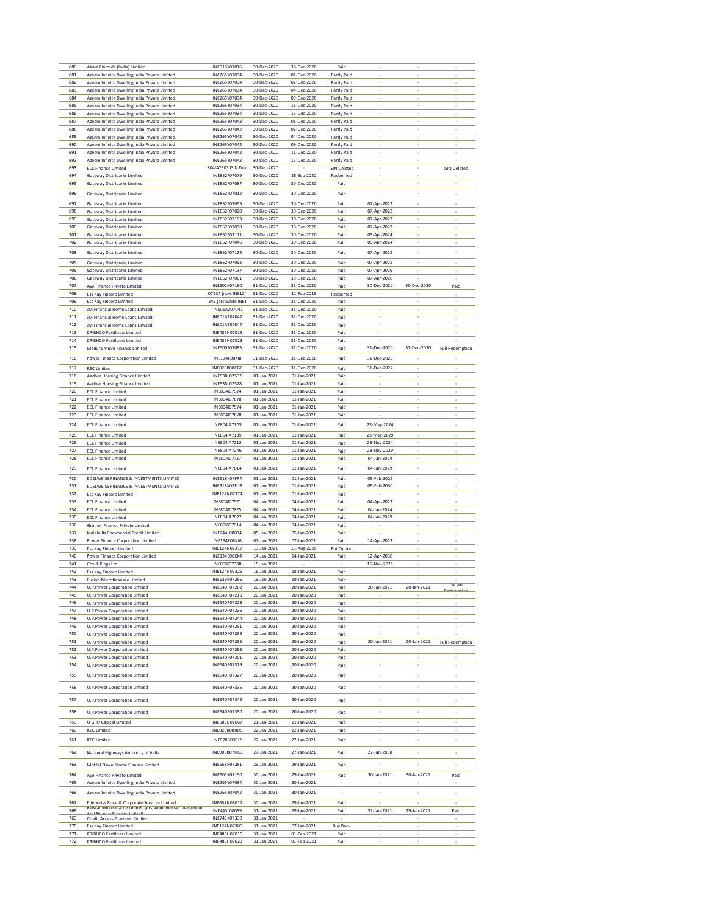| | | | | | | | | |
|---|---|---|---|---|---|---|---|---|
| 680 | Akme Fintrade (India) Limited | INE916Y07016 | 30-Dec-2020 | 30-Dec-2020 | Paid | - | - | - |
| 681 | Azeem Infinite Dwelling India Private Limited | INE265Y07034 | 30-Dec-2020 | 01-Dec-2020 | Partly Paid | - | - | - |
| 682 | Azeem Infinite Dwelling India Private Limited | INE265Y07034 | 30-Dec-2020 | 02-Dec-2020 | Partly Paid | - | - | - |
| 683 | Azeem Infinite Dwelling India Private Limited | INE265Y07034 | 30-Dec-2020 | 04-Dec-2020 | Partly Paid | - | - | - |
| 684 | Azeem Infinite Dwelling India Private Limited | INE265Y07034 | 30-Dec-2020 | 09-Dec-2020 | Partly Paid | - | - | - |
| 685 | Azeem Infinite Dwelling India Private Limited | INE265Y07034 | 30-Dec-2020 | 11-Dec-2020 | Partly Paid | - | - | - |
| 686 | Azeem Infinite Dwelling India Private Limited | INE265Y07034 | 30-Dec-2020 | 15-Dec-2020 | Partly Paid | - | - | - |
| 687 | Azeem Infinite Dwelling India Private Limited | INE265Y07042 | 30-Dec-2020 | 01-Dec-2020 | Partly Paid | - | - | - |
| 688 | Azeem Infinite Dwelling India Private Limited | INE265Y07042 | 30-Dec-2020 | 02-Dec-2020 | Partly Paid | - | - | - |
| 689 | Azeem Infinite Dwelling India Private Limited | INE265Y07042 | 30-Dec-2020 | 04-Dec-2020 | Partly Paid | - | - | - |
| 690 | Azeem Infinite Dwelling India Private Limited | INE265Y07042 | 30-Dec-2020 | 09-Dec-2020 | Partly Paid | - | - | - |
| 691 | Azeem Infinite Dwelling India Private Limited | INE265Y07042 | 30-Dec-2020 | 11-Dec-2020 | Partly Paid | - | - | - |
| 692 | Azeem Infinite Dwelling India Private Limited | INE265Y07042 | 30-Dec-2020 | 15-Dec-2020 | Partly Paid | - | - | - |
| 693 | ECL Finance Limited | 804IA7303 ISIN Del | 30-Dec-2020 | - | ISIN Deleted | - | - | ISIN Deleted |
| 694 | Gateway Distriparks Limited | INE852F07079 | 30-Dec-2020 | 25-Sep-2020 | Redeemed | - | - | - |
| 695 | Gateway Distriparks Limited | INE852F07087 | 30-Dec-2020 | 30-Dec-2020 | Paid | - | - | - |
| 696 | Gateway Distriparks Limited | INE852F07012 | 30-Dec-2020 | 30-Dec-2020 | Paid | - | - | - |
| 697 | Gateway Distriparks Limited | INE852F07095 | 30-Dec-2020 | 30-Dec-2020 | Paid | 07-Apr-2022 | - | - |
| 698 | Gateway Distriparks Limited | INE852F07020 | 30-Dec-2020 | 30-Dec-2020 | Paid | 07-Apr-2022 | - | - |
| 699 | Gateway Distriparks Limited | INE852F07103 | 30-Dec-2020 | 30-Dec-2020 | Paid | 07-Apr-2023 | - | - |
| 700 | Gateway Distriparks Limited | INE852F07038 | 30-Dec-2020 | 30-Dec-2020 | Paid | 07-Apr-2023 | - | - |
| 701 | Gateway Distriparks Limited | INE852F07111 | 30-Dec-2020 | 30-Dec-2020 | Paid | 05-Apr-2024 | - | - |
| 702 | Gateway Distriparks Limited | INE852F07046 | 30-Dec-2020 | 30-Dec-2020 | Paid | 05-Apr-2024 | - | - |
| 703 | Gateway Distriparks Limited | INE852F07129 | 30-Dec-2020 | 30-Dec-2020 | Paid | 07-Apr-2025 | - | - |
| 704 | Gateway Distriparks Limited | INE852F07053 | 30-Dec-2020 | 30-Dec-2020 | Paid | 07-Apr-2025 | - | - |
| 705 | Gateway Distriparks Limited | INE852F07137 | 30-Dec-2020 | 30-Dec-2020 | Paid | 07-Apr-2026 | - | - |
| 706 | Gateway Distriparks Limited | INE852F07061 | 30-Dec-2020 | 30-Dec-2020 | Paid | 07-Apr-2026 | - | - |
| 707 | Aye Finance Private Limited | INE501X07190 | 31-Dec-2020 | 31-Dec-2020 | Paid | 30-Dec-2020 | 30-Dec-2020 | Paid |
| 708 | Ess Kay Fincorp Limited | 07234 (now INE124 | 31-Dec-2020 | 11-Feb-2019 | Redeemed | - | - | - |
| 709 | Ess Kay Fincorp Limited | 242 (erstwhile INE1 | 31-Dec-2020 | 31-Dec-2020 | Paid | - | - | - |
| 710 | JM Financial Home Loans Limited | INE01A207047 | 31-Dec-2020 | 31-Dec-2020 | Paid | - | - | - |
| 711 | JM Financial Home Loans Limited | INE01A207047 | 31-Dec-2020 | 31-Dec-2020 | Paid | - | - | - |
| 712 | JM Financial Home Loans Limited | INE01A207047 | 31-Dec-2020 | 31-Dec-2020 | Paid | - | - | - |
| 713 | KRIBHCO Fertilizers Limited | INE486H07015 | 31-Dec-2020 | 31-Dec-2020 | Paid | - | - | - |
| 714 | KRIBHCO Fertilizers Limited | INE486H07023 | 31-Dec-2020 | 31-Dec-2020 | Paid | - | - | - |
| 715 | Madura Micro Finance Limited | INE500S07085 | 31-Dec-2020 | 31-Dec-2020 | Paid | 31-Dec-2020 | 31-Dec-2020 | Full Redemption |
| 716 | Power Finance Corporation Limited | INE134E08KI8 | 31-Dec-2020 | 31-Dec-2020 | Paid | 31-Dec-2029 | - | - |
| 717 | REC Limited | INE020B08CG6 | 31-Dec-2020 | 31-Dec-2020 | Paid | 31-Dec-2022 | - | - |
| 718 | Aadhar Housing Finance Limited | INE538L07502 | 01-Jan-2021 | 01-Jan-2021 | Paid | - | - | - |
| 719 | Aadhar Housing Finance Limited | INE538L07528 | 01-Jan-2021 | 01-Jan-2021 | Paid | - | - | - |
| 720 | ECL Finance Limited | INE804I075Y4 | 01-Jan-2021 | 01-Jan-2021 | Paid | - | - | - |
| 721 | ECL Finance Limited | INE804I078Y8 | 01-Jan-2021 | 01-Jan-2021 | Paid | - | - | - |
| 722 | ECL Finance Limited | INE804I075Y4 | 01-Jan-2021 | 01-Jan-2021 | Paid | - | - | - |
| 723 | ECL Finance Limited | INE804I078Y8 | 01-Jan-2021 | 01-Jan-2021 | Paid | - | - | - |
| 724 | ECL Finance Limited | INE804IA7105 | 01-Jan-2021 | 01-Jan-2021 | Paid | 23-May-2024 | - | - |
| 725 | ECL Finance Limited | INE804IA7139 | 01-Jan-2021 | 01-Jan-2021 | Paid | 23-May-2029 | - | - |
| 726 | ECL Finance Limited | INE804IA7212 | 01-Jan-2021 | 01-Jan-2021 | Paid | 28-Nov-2024 | - | - |
| 727 | ECL Finance Limited | INE804IA7246 | 01-Jan-2021 | 01-Jan-2021 | Paid | 28-Nov-2029 | - | - |
| 728 | ECL Finance Limited | INE804I077Z7 | 01-Jan-2021 | 01-Jan-2021 | Paid | 04-Jan-2024 | - | - |
| 729 | ECL Finance Limited | INE804IA7014 | 01-Jan-2021 | 01-Jan-2021 | Paid | 04-Jan-2029 | - | - |
| 730 | EDELWEISS FINANCE & INVESTMENTS LIMITED | INE918K07FR4 | 01-Jan-2021 | 01-Jan-2021 | Paid | 05-Feb-2025 | - | - |
| 731 | EDELWEISS FINANCE & INVESTMENTS LIMITED | INE918K07FU8 | 01-Jan-2021 | 01-Jan-2021 | Paid | 05-Feb-2030 | - | - |
| 732 | Ess Kay Fincorp Limited | INE124N07374 | 01-Jan-2021 | 01-Jan-2021 | Paid | - | - | - |
| 733 | ECL Finance Limited | INE804I075Z1 | 04-Jan-2021 | 04-Jan-2021 | Paid | 04-Apr-2022 | - | - |
| 734 | ECL Finance Limited | INE804I078Z5 | 04-Jan-2021 | 04-Jan-2021 | Paid | 04-Jan-2024 | - | - |
| 735 | ECL Finance Limited | INE804IA7022 | 04-Jan-2021 | 04-Jan-2021 | Paid | 04-Jan-2029 | - | - |
| 736 | Gromor Finance Private Limited | INE09I807014 | 04-Jan-2021 | 04-Jan-2021 | Paid | - | - | - |
| 737 | Indiabulls Commercial Credit Limited | INE244L08034 | 05-Jan-2021 | 05-Jan-2021 | Paid | - | - | - |
| 738 | Power Finance Corporation Limited | INE134E08KJ6 | 07-Jan-2021 | 07-Jan-2021 | Paid | 14-Apr-2023 | - | - |
| 739 | Ess Kay Fincorp Limited | INE124N07317 | 13-Jan-2021 | 13-Aug-2020 | Put Option | - | - | - |
| 740 | Power Finance Corporation Limited | INE134E08KK4 | 14-Jan-2021 | 14-Jan-2021 | Paid | 12-Apr-2030 | - | - |
| 741 | Cox & Kings Ltd | INE008I07338 | 15-Jan-2021 | | | 15-Nov-2021 | - | - |
| 742 | Ess Kay Fincorp Limited | INE124N07325 | 16-Jan-2021 | 18-Jan-2021 | Paid | - | - | - |
| 743 | Fusion Microfinanace Limited | INE139R07266 | 19-Jan-2021 | 19-Jan-2021 | Paid | - | - | - |
| 744 | U.P.Power Corporation Limited | INE540P07202 | 20-Jan-2021 | 20-Jan-2021 | Paid | 20-Jan-2021 | 20-Jan-2021 | Partial Redemption |
| 745 | U.P.Power Corporation Limited | INE540P07210 | 20-Jan-2021 | 20-Jan-2020 | Paid | - | - | - |
| 746 | U.P.Power Corporation Limited | INE540P07228 | 20-Jan-2021 | 20-Jan-2020 | Paid | - | - | - |
| 747 | U.P.Power Corporation Limited | INE540P07236 | 20-Jan-2021 | 20-Jan-2020 | Paid | - | - | - |
| 748 | U.P.Power Corporation Limited | INE540P07244 | 20-Jan-2021 | 20-Jan-2020 | Paid | - | - | - |
| 749 | U.P.Power Corporation Limited | INE540P07251 | 20-Jan-2021 | 20-Jan-2020 | Paid | - | - | - |
| 750 | U.P.Power Corporation Limited | INE540P07269 | 20-Jan-2021 | 20-Jan-2020 | Paid | - | - | - |
| 751 | U.P.Power Corporation Limited | INE540P07285 | 20-Jan-2021 | 20-Jan-2020 | Paid | 20-Jan-2021 | 20-Jan-2021 | Full Redemption |
| 752 | U.P.Power Corporation Limited | INE540P07293 | 20-Jan-2021 | 20-Jan-2020 | Paid | - | - | - |
| 753 | U.P.Power Corporation Limited | INE540P07301 | 20-Jan-2021 | 20-Jan-2020 | Paid | - | - | - |
| 754 | U.P.Power Corporation Limited | INE540P07319 | 20-Jan-2021 | 20-Jan-2020 | Paid | - | - | - |
| 755 | U.P.Power Corporation Limited | INE540P07327 | 20-Jan-2021 | 20-Jan-2020 | Paid | - | - | - |
| 756 | U.P.Power Corporation Limited | INE540P07335 | 20-Jan-2021 | 20-Jan-2020 | Paid | - | - | - |
| 757 | U.P.Power Corporation Limited | INE540P07343 | 20-Jan-2021 | 20-Jan-2020 | Paid | - | - | - |
| 758 | U.P.Power Corporation Limited | INE540P07350 | 20-Jan-2021 | 20-Jan-2020 | Paid | - | - | - |
| 759 | U GRO Capital Limited | INE583D07067 | 21-Jan-2021 | 21-Jan-2021 | Paid | - | - | - |
| 760 | REC Limited | INE020B08BD5 | 22-Jan-2021 | 22-Jan-2021 | Paid | - | - | - |
| 761 | REC Limited | INE020B08BJ2 | 22-Jan-2021 | 22-Jan-2021 | Paid | - | - | - |
| 762 | National Highways Authority of India | INE906B07HK9 | 27-Jan-2021 | 27-Jan-2021 | Paid | 27-Jan-2030 | - | - |
| 763 | Motilal Oswal Home Finance Limited | INE658R07281 | 29-Jan-2021 | 29-Jan-2021 | Paid | - | - | - |
| 764 | Aye Finance Private Limited | INE501X07190 | 30-Jan-2021 | 29-Jan-2021 | Paid | 30-Jan-2021 | 30-Jan-2021 | Paid |
| 765 | Azeem Infinite Dwelling India Private Limited | INE265Y07034 | 30-Jan-2021 | 30-Jan-2021 | - | - | - | - |
| 766 | Azeem Infinite Dwelling India Private Limited | INE265Y07042 | 30-Jan-2021 | 30-Jan-2021 | - | - | - | - |
| 767 | Edelweiss Rural & Corporate Services Limited | INE657N08017 | 30-Jan-2021 | 29-Jan-2021 | Paid | - | - | - |
| 768 | Belstar Microfinance Limited (erstwhile Belstar Investment And Finance Private Limited) | INE443L08099 | 31-Jan-2021 | 29-Jan-2021 | Paid | 31-Jan-2021 | 29-Jan-2021 | Paid |
| 769 | Credit Access Grameen Limited | INE741K07330 | 31-Jan-2021 | - | - | - | - | - |
| 770 | Ess Kay Fincorp Limited | INE124N07309 | 31-Jan-2021 | 07-Jan-2021 | Buy Back | - | - | - |
| 771 | KRIBHCO Fertilizers Limited | INE486H07015 | 31-Jan-2021 | 01-Feb-2021 | Paid | - | - | - |
| 772 | KRIBHCO Fertilizers Limited | INE486H07023 | 31-Jan-2021 | 01-Feb-2021 | Paid | - | - | - |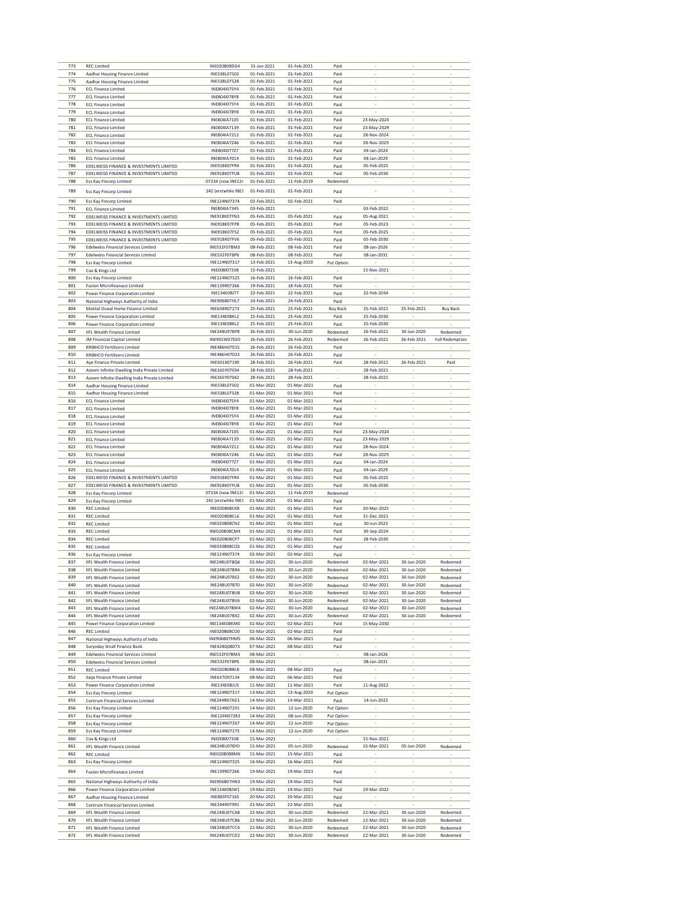| 773 | REC Limited | INE020B08DG4 | 31-Jan-2021 | 01-Feb-2021 | Paid | - | - | - |
|---|---|---|---|---|---|---|---|---|
| 774 | Aadhar Housing Finance Limited | INE538L07502 | 01-Feb-2021 | 01-Feb-2021 | Paid | - | - | - |
| 775 | Aadhar Housing Finance Limited | INE538L07528 | 01-Feb-2021 | 01-Feb-2021 | Paid | - | - | - |
| 776 | ECL Finance Limited | INE804I075Y4 | 01-Feb-2021 | 01-Feb-2021 | Paid | - | - | - |
| 777 | ECL Finance Limited | INE804I078Y8 | 01-Feb-2021 | 01-Feb-2021 | Paid | - | - | - |
| 778 | ECL Finance Limited | INE804I075Y4 | 01-Feb-2021 | 01-Feb-2021 | Paid | - | - | - |
| 779 | ECL Finance Limited | INE804I078Y8 | 01-Feb-2021 | 01-Feb-2021 | Paid | - | - | - |
| 780 | ECL Finance Limited | INE804IA7105 | 01-Feb-2021 | 01-Feb-2021 | Paid | 23-May-2024 | - | - |
| 781 | ECL Finance Limited | INE804IA7139 | 01-Feb-2021 | 01-Feb-2021 | Paid | 23-May-2029 | - | - |
| 782 | ECL Finance Limited | INE804IA7212 | 01-Feb-2021 | 01-Feb-2021 | Paid | 28-Nov-2024 | - | - |
| 783 | ECL Finance Limited | INE804IA7246 | 01-Feb-2021 | 01-Feb-2021 | Paid | 28-Nov-2029 | - | - |
| 784 | ECL Finance Limited | INE804I077Z7 | 01-Feb-2021 | 01-Feb-2021 | Paid | 04-Jan-2024 | - | - |
| 785 | ECL Finance Limited | INE804IA7014 | 01-Feb-2021 | 01-Feb-2021 | Paid | 04-Jan-2029 | - | - |
| 786 | EDELWEISS FINANCE & INVESTMENTS LIMITED | INE918K07FR4 | 01-Feb-2021 | 01-Feb-2021 | Paid | 05-Feb-2025 | - | - |
| 787 | EDELWEISS FINANCE & INVESTMENTS LIMITED | INE918K07FU8 | 01-Feb-2021 | 01-Feb-2021 | Paid | 05-Feb-2030 | - | - |
| 788 | Ess Kay Fincorp Limited | 07234 (now INE124 | 01-Feb-2021 | 11-Feb-2019 | Redeemed | - | - | - |
| 789 | Ess Kay Fincorp Limited | 242 (erstwhile INE1 | 01-Feb-2021 | 01-Feb-2021 | Paid | - | - | - |
| 790 | Ess Kay Fincorp Limited | INE124N07374 | 02-Feb-2021 | 02-Feb-2021 | Paid | - | - | - |
| 791 | ECL Finance Limited | INE804IA7345 | 03-Feb-2021 | - | - | 03-Feb-2022 | - | - |
| 792 | EDELWEISS FINANCE & INVESTMENTS LIMITED | INE918K07FN3 | 05-Feb-2021 | 05-Feb-2021 | Paid | 05-Aug-2021 | - | - |
| 793 | EDELWEISS FINANCE & INVESTMENTS LIMITED | INE918K07FP8 | 05-Feb-2021 | 05-Feb-2021 | Paid | 05-Feb-2023 | - | - |
| 794 | EDELWEISS FINANCE & INVESTMENTS LIMITED | INE918K07FS2 | 05-Feb-2021 | 05-Feb-2021 | Paid | 05-Feb-2025 | - | - |
| 795 | EDELWEISS FINANCE & INVESTMENTS LIMITED | INE918K07FV6 | 05-Feb-2021 | 05-Feb-2021 | Paid | 05-Feb-2030 | - | - |
| 796 | Edelweiss Financial Services Limited | INE532F07BM3 | 08-Feb-2021 | 08-Feb-2021 | Paid | 08-Jan-2026 | - | - |
| 797 | Edelweiss Financial Services Limited | INE532F07BP6 | 08-Feb-2021 | 08-Feb-2021 | Paid | 08-Jan-2031 | - | - |
| 798 | Ess Kay Fincorp Limited | INE124N07317 | 13-Feb-2021 | 13-Aug-2020 | Put Option | - | - | - |
| 799 | Cox & Kings Ltd | INE008I07338 | 15-Feb-2021 | - | - | 15-Nov-2021 | - | - |
| 800 | Ess Kay Fincorp Limited | INE124N07325 | 16-Feb-2021 | 16-Feb-2021 | Paid | - | - | - |
| 801 | Fusion Microfinanace Limited | INE139R07266 | 19-Feb-2021 | 18-Feb-2021 | Paid | - | - | - |
| 802 | Power Finance Corporation Limited | INE134E08JT7 | 22-Feb-2021 | 22-Feb-2021 | Paid | 22-Feb-2034 | - | - |
| 803 | National Highways Authority of India | INE906B07HL7 | 24-Feb-2021 | 24-Feb-2021 | Paid | - | - | - |
| 804 | Motilal Oswal Home Finance Limited | INE658R07273 | 25-Feb-2021 | 25-Feb-2021 | Buy Back | 25-Feb-2021 | 25-Feb-2021 | Buy Back |
| 805 | Power Finance Corporation Limited | INE134E08KL2 | 25-Feb-2021 | 25-Feb-2021 | Paid | 25-Feb-2030 | - | - |
| 806 | Power Finance Corporation Limited | INE134E08KL2 | 25-Feb-2021 | 25-Feb-2021 | Paid | 25-Feb-2030 | - | - |
| 807 | IIFL Wealth Finance Limited | INE248U07BP8 | 26-Feb-2021 | 30-Jun-2020 | Redeemed | 26-Feb-2021 | 30-Jun-2020 | Redeemed |
| 808 | JM Financial Capital Limited | INE901W07020 | 26-Feb-2021 | 26-Feb-2021 | Redeemed | 26-Feb-2021 | 26-Feb-2021 | Full Redemption |
| 809 | KRIBHCO Fertilizers Limited | INE486H07015 | 26-Feb-2021 | 26-Feb-2021 | Paid | - | - | - |
| 810 | KRIBHCO Fertilizers Limited | INE486H07023 | 26-Feb-2021 | 26-Feb-2021 | Paid | - | - | - |
| 811 | Aye Finance Private Limited | INE501X07190 | 28-Feb-2021 | 26-Feb-2021 | Paid | 28-Feb-2021 | 26-Feb-2021 | Paid |
| 812 | Azeem Infinite Dwelling India Private Limited | INE265Y07034 | 28-Feb-2021 | 28-Feb-2021 | - | 28-Feb-2021 | - | - |
| 813 | Azeem Infinite Dwelling India Private Limited | INE265Y07042 | 28-Feb-2021 | 28-Feb-2021 | - | 28-Feb-2021 | - | - |
| 814 | Aadhar Housing Finance Limited | INE538L07502 | 01-Mar-2021 | 01-Mar-2021 | Paid | - | - | - |
| 815 | Aadhar Housing Finance Limited | INE538L07528 | 01-Mar-2021 | 01-Mar-2021 | Paid | - | - | - |
| 816 | ECL Finance Limited | INE804I075Y4 | 01-Mar-2021 | 01-Mar-2021 | Paid | - | - | - |
| 817 | ECL Finance Limited | INE804I078Y8 | 01-Mar-2021 | 01-Mar-2021 | Paid | - | - | - |
| 818 | ECL Finance Limited | INE804I075Y4 | 01-Mar-2021 | 01-Mar-2021 | Paid | - | - | - |
| 819 | ECL Finance Limited | INE804I078Y8 | 01-Mar-2021 | 01-Mar-2021 | Paid | - | - | - |
| 820 | ECL Finance Limited | INE804IA7105 | 01-Mar-2021 | 01-Mar-2021 | Paid | 23-May-2024 | - | - |
| 821 | ECL Finance Limited | INE804IA7139 | 01-Mar-2021 | 01-Mar-2021 | Paid | 23-May-2029 | - | - |
| 822 | ECL Finance Limited | INE804IA7212 | 01-Mar-2021 | 01-Mar-2021 | Paid | 28-Nov-2024 | - | - |
| 823 | ECL Finance Limited | INE804IA7246 | 01-Mar-2021 | 01-Mar-2021 | Paid | 28-Nov-2029 | - | - |
| 824 | ECL Finance Limited | INE804I077Z7 | 01-Mar-2021 | 01-Mar-2021 | Paid | 04-Jan-2024 | - | - |
| 825 | ECL Finance Limited | INE804IA7014 | 01-Mar-2021 | 01-Mar-2021 | Paid | 04-Jan-2029 | - | - |
| 826 | EDELWEISS FINANCE & INVESTMENTS LIMITED | INE918K07FR4 | 01-Mar-2021 | 01-Mar-2021 | Paid | 05-Feb-2025 | - | - |
| 827 | EDELWEISS FINANCE & INVESTMENTS LIMITED | INE918K07FU8 | 01-Mar-2021 | 01-Mar-2021 | Paid | 05-Feb-2030 | - | - |
| 828 | Ess Kay Fincorp Limited | 07234 (now INE124 | 01-Mar-2021 | 11-Feb-2019 | Redeemed | - | - | - |
| 829 | Ess Kay Fincorp Limited | 242 (erstwhile INE1 | 01-Mar-2021 | 01-Mar-2021 | Paid | - | - | - |
| 830 | REC Limited | INE020B08CK8 | 01-Mar-2021 | 01-Mar-2021 | Paid | 20-Mar-2025 | - | - |
| 831 | REC Limited | INE020B08CL6 | 01-Mar-2021 | 01-Mar-2021 | Paid | 31-Dec-2021 | - | - |
| 832 | REC Limited | INE020B08CN2 | 01-Mar-2021 | 01-Mar-2021 | Paid | 30-Jun-2023 | - | - |
| 833 | REC Limited | INE020B08CM4 | 01-Mar-2021 | 01-Mar-2021 | Paid | 30-Sep-2024 | - | - |
| 834 | REC Limited | INE020B08CP7 | 01-Mar-2021 | 01-Mar-2021 | Paid | 28-Feb-2030 | - | - |
| 835 | REC Limited | INE020B08CQ5 | 01-Mar-2021 | 01-Mar-2021 | Paid | - | - | - |
| 836 | Ess Kay Fincorp Limited | INE124N07374 | 02-Mar-2021 | 02-Mar-2021 | Paid | - | - | - |
| 837 | IIFL Wealth Finance Limited | INE248U07BQ6 | 02-Mar-2021 | 30-Jun-2020 | Redeemed | 02-Mar-2021 | 30-Jun-2020 | Redeemed |
| 838 | IIFL Wealth Finance Limited | INE248U07BR4 | 02-Mar-2021 | 30-Jun-2020 | Redeemed | 02-Mar-2021 | 30-Jun-2020 | Redeemed |
| 839 | IIFL Wealth Finance Limited | INE248U07BS2 | 02-Mar-2021 | 30-Jun-2020 | Redeemed | 02-Mar-2021 | 30-Jun-2020 | Redeemed |
| 840 | IIFL Wealth Finance Limited | INE248U07BT0 | 02-Mar-2021 | 30-Jun-2020 | Redeemed | 02-Mar-2021 | 30-Jun-2020 | Redeemed |
| 841 | IIFL Wealth Finance Limited | INE248U07BU8 | 02-Mar-2021 | 30-Jun-2020 | Redeemed | 02-Mar-2021 | 30-Jun-2020 | Redeemed |
| 842 | IIFL Wealth Finance Limited | INE248U07BV6 | 02-Mar-2021 | 30-Jun-2020 | Redeemed | 02-Mar-2021 | 30-Jun-2020 | Redeemed |
| 843 | IIFL Wealth Finance Limited | INE248U07BW4 | 02-Mar-2021 | 30-Jun-2020 | Redeemed | 02-Mar-2021 | 30-Jun-2020 | Redeemed |
| 844 | IIFL Wealth Finance Limited | INE248U07BX2 | 02-Mar-2021 | 30-Jun-2020 | Redeemed | 02-Mar-2021 | 30-Jun-2020 | Redeemed |
| 845 | Power Finance Corporation Limited | INE134E08KM0 | 02-Mar-2021 | 02-Mar-2021 | Paid | 15-May-2030 | - | - |
| 846 | REC Limited | INE020B08CO0 | 02-Mar-2021 | 02-Mar-2021 | Paid | - | - | - |
| 847 | National Highways Authority of India | INE906B07HM5 | 06-Mar-2021 | 06-Mar-2021 | Paid | - | - | - |
| 848 | Suryoday Small Finance Bank | INE428Q08073 | 07-Mar-2021 | 08-Mar-2021 | Paid | - | - | - |
| 849 | Edelweiss Financial Services Limited | INE532F07BM3 | 08-Mar-2021 | - | - | 08-Jan-2026 | - | - |
| 850 | Edelweiss Financial Services Limited | INE532F07BP6 | 08-Mar-2021 | - | - | 08-Jan-2031 | - | - |
| 851 | REC Limited | INE020B08BL8 | 08-Mar-2021 | 08-Mar-2021 | Paid | - | - | - |
| 852 | Saija Finance Private Limited | INE637O07134 | 08-Mar-2021 | 06-Mar-2021 | Paid | - | - | - |
| 853 | Power Finance Corporation Limited | INE134E08JU5 | 11-Mar-2021 | 11-Mar-2021 | Paid | 11-Aug-2022 | - | - |
| 854 | Ess Kay Fincorp Limited | INE124N07317 | 13-Mar-2021 | 13-Aug-2020 | Put Option | - | - | - |
| 855 | Centrum Financial Services Limited | INE244R07AD1 | 14-Mar-2021 | 14-Mar-2021 | Paid | 14-Jun-2022 | - | - |
| 856 | Ess Kay Fincorp Limited | INE124N07291 | 14-Mar-2021 | 12-Jun-2020 | Put Option | - | - | - |
| 857 | Ess Kay Fincorp Limited | INE124N07283 | 14-Mar-2021 | 08-Jun-2020 | Put Option | - | - | - |
| 858 | Ess Kay Fincorp Limited | INE124N07267 | 14-Mar-2021 | 12-Jun-2020 | Put Option | - | - | - |
| 859 | Ess Kay Fincorp Limited | INE124N07275 | 14-Mar-2021 | 12-Jun-2020 | Put Option | - | - | - |
| 860 | Cox & Kings Ltd | INE008I07338 | 15-Mar-2021 | - | - | 15-Nov-2021 | - | - |
| 861 | IIFL Wealth Finance Limited | INE248U07BY0 | 15-Mar-2021 | 05-Jun-2020 | Redeemed | 15-Mar-2021 | 05-Jun-2020 | Redeemed |
| 862 | REC Limited | INE020B08BM6 | 15-Mar-2021 | 15-Mar-2021 | Paid | - | - | - |
| 863 | Ess Kay Fincorp Limited | INE124N07325 | 16-Mar-2021 | 16-Mar-2021 | Paid | - | - | - |
| 864 | Fusion Microfinanace Limited | INE139R07266 | 19-Mar-2021 | 19-Mar-2021 | Paid | - | - | - |
| 865 | National Highways Authority of India | INE906B07HN3 | 19-Mar-2021 | 19-Mar-2021 | Paid | - | - | - |
| 866 | Power Finance Corporation Limited | INE134E08JW1 | 19-Mar-2021 | 19-Mar-2021 | Paid | 19-Mar-2022 | - | - |
| 867 | Aadhar Housing Finance Limited | INE883F07165 | 20-Mar-2021 | 20-Mar-2021 | Paid | - | - | - |
| 868 | Centrum Financial Services Limited | INE244R07991 | 22-Mar-2021 | 22-Mar-2021 | Paid | - | - | - |
| 869 | IIFL Wealth Finance Limited | INE248U07CA8 | 22-Mar-2021 | 30-Jun-2020 | Redeemed | 22-Mar-2021 | 30-Jun-2020 | Redeemed |
| 870 | IIFL Wealth Finance Limited | INE248U07CB6 | 22-Mar-2021 | 30-Jun-2020 | Redeemed | 22-Mar-2021 | 30-Jun-2020 | Redeemed |
| 871 | IIFL Wealth Finance Limited | INE248U07CC4 | 22-Mar-2021 | 30-Jun-2020 | Redeemed | 22-Mar-2021 | 30-Jun-2020 | Redeemed |
| 872 | IIFL Wealth Finance Limited | INE248U07CD2 | 22-Mar-2021 | 30-Jun-2020 | Redeemed | 22-Mar-2021 | 30-Jun-2020 | Redeemed |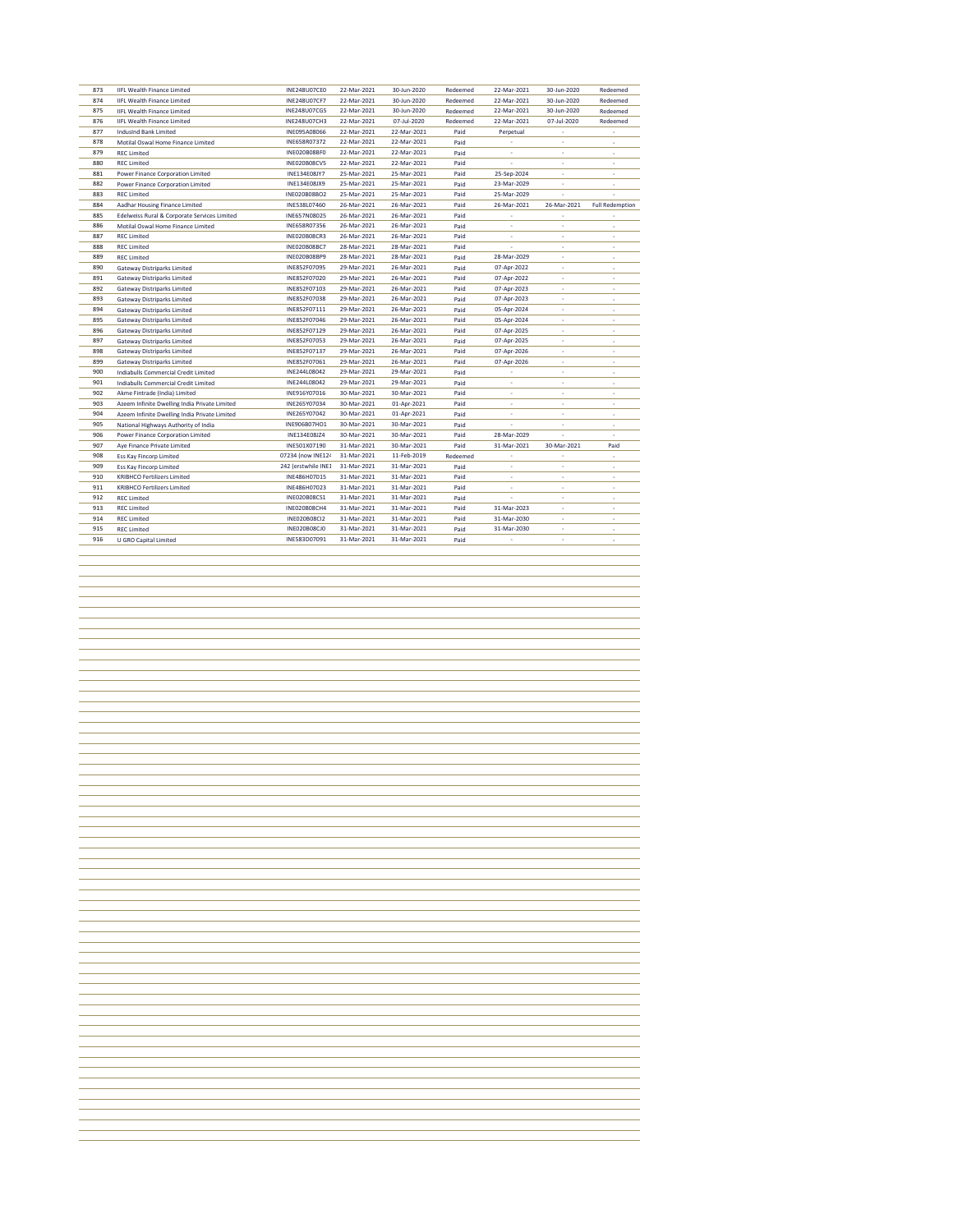| | | | | | | | | |
|---|---|---|---|---|---|---|---|---|
| 873 | IIFL Wealth Finance Limited | INE248U07CE0 | 22-Mar-2021 | 30-Jun-2020 | Redeemed | 22-Mar-2021 | 30-Jun-2020 | Redeemed |
| 874 | IIFL Wealth Finance Limited | INE248U07CF7 | 22-Mar-2021 | 30-Jun-2020 | Redeemed | 22-Mar-2021 | 30-Jun-2020 | Redeemed |
| 875 | IIFL Wealth Finance Limited | INE248U07CG5 | 22-Mar-2021 | 30-Jun-2020 | Redeemed | 22-Mar-2021 | 30-Jun-2020 | Redeemed |
| 876 | IIFL Wealth Finance Limited | INE248U07CH3 | 22-Mar-2021 | 07-Jul-2020 | Redeemed | 22-Mar-2021 | 07-Jul-2020 | Redeemed |
| 877 | IndusInd Bank Limited | INE095A08066 | 22-Mar-2021 | 22-Mar-2021 | Paid | Perpetual | - | - |
| 878 | Motilal Oswal Home Finance Limited | INE658R07372 | 22-Mar-2021 | 22-Mar-2021 | Paid | - | - | - |
| 879 | REC Limited | INE020B08BF0 | 22-Mar-2021 | 22-Mar-2021 | Paid | - | - | - |
| 880 | REC Limited | INE020B08CV5 | 22-Mar-2021 | 22-Mar-2021 | Paid | - | - | - |
| 881 | Power Finance Corporation Limited | INE134E08JY7 | 25-Mar-2021 | 25-Mar-2021 | Paid | 25-Sep-2024 | - | - |
| 882 | Power Finance Corporation Limited | INE134E08JX9 | 25-Mar-2021 | 25-Mar-2021 | Paid | 23-Mar-2029 | - | - |
| 883 | REC Limited | INE020B08BO2 | 25-Mar-2021 | 25-Mar-2021 | Paid | 25-Mar-2029 | - | - |
| 884 | Aadhar Housing Finance Limited | INE538L07460 | 26-Mar-2021 | 26-Mar-2021 | Paid | 26-Mar-2021 | 26-Mar-2021 | Full Redemption |
| 885 | Edelweiss Rural & Corporate Services Limited | INE657N08025 | 26-Mar-2021 | 26-Mar-2021 | Paid | - | - | - |
| 886 | Motilal Oswal Home Finance Limited | INE658R07356 | 26-Mar-2021 | 26-Mar-2021 | Paid | - | - | - |
| 887 | REC Limited | INE020B08CR3 | 26-Mar-2021 | 26-Mar-2021 | Paid | - | - | - |
| 888 | REC Limited | INE020B08BC7 | 28-Mar-2021 | 28-Mar-2021 | Paid | - | - | - |
| 889 | REC Limited | INE020B08BP9 | 28-Mar-2021 | 28-Mar-2021 | Paid | 28-Mar-2029 | - | - |
| 890 | Gateway Distriparks Limited | INE852F07095 | 29-Mar-2021 | 26-Mar-2021 | Paid | 07-Apr-2022 | - | - |
| 891 | Gateway Distriparks Limited | INE852F07020 | 29-Mar-2021 | 26-Mar-2021 | Paid | 07-Apr-2022 | - | - |
| 892 | Gateway Distriparks Limited | INE852F07103 | 29-Mar-2021 | 26-Mar-2021 | Paid | 07-Apr-2023 | - | - |
| 893 | Gateway Distriparks Limited | INE852F07038 | 29-Mar-2021 | 26-Mar-2021 | Paid | 07-Apr-2023 | - | - |
| 894 | Gateway Distriparks Limited | INE852F07111 | 29-Mar-2021 | 26-Mar-2021 | Paid | 05-Apr-2024 | - | - |
| 895 | Gateway Distriparks Limited | INE852F07046 | 29-Mar-2021 | 26-Mar-2021 | Paid | 05-Apr-2024 | - | - |
| 896 | Gateway Distriparks Limited | INE852F07129 | 29-Mar-2021 | 26-Mar-2021 | Paid | 07-Apr-2025 | - | - |
| 897 | Gateway Distriparks Limited | INE852F07053 | 29-Mar-2021 | 26-Mar-2021 | Paid | 07-Apr-2025 | - | - |
| 898 | Gateway Distriparks Limited | INE852F07137 | 29-Mar-2021 | 26-Mar-2021 | Paid | 07-Apr-2026 | - | - |
| 899 | Gateway Distriparks Limited | INE852F07061 | 29-Mar-2021 | 26-Mar-2021 | Paid | 07-Apr-2026 | - | - |
| 900 | Indiabulls Commercial Credit Limited | INE244L08042 | 29-Mar-2021 | 29-Mar-2021 | Paid | - | - | - |
| 901 | Indiabulls Commercial Credit Limited | INE244L08042 | 29-Mar-2021 | 29-Mar-2021 | Paid | - | - | - |
| 902 | Akme Fintrade (India) Limited | INE916Y07016 | 30-Mar-2021 | 30-Mar-2021 | Paid | - | - | - |
| 903 | Azeem Infinite Dwelling India Private Limited | INE265Y07034 | 30-Mar-2021 | 01-Apr-2021 | Paid | - | - | - |
| 904 | Azeem Infinite Dwelling India Private Limited | INE265Y07042 | 30-Mar-2021 | 01-Apr-2021 | Paid | - | - | - |
| 905 | National Highways Authority of India | INE906B07HO1 | 30-Mar-2021 | 30-Mar-2021 | Paid | - | - | - |
| 906 | Power Finance Corporation Limited | INE134E08JZ4 | 30-Mar-2021 | 30-Mar-2021 | Paid | 28-Mar-2029 | - | - |
| 907 | Aye Finance Private Limited | INE501X07190 | 31-Mar-2021 | 30-Mar-2021 | Paid | 31-Mar-2021 | 30-Mar-2021 | Paid |
| 908 | Ess Kay Fincorp Limited | 07234 (now INE12 | 31-Mar-2021 | 11-Feb-2019 | Redeemed | - | - | - |
| 909 | Ess Kay Fincorp Limited | 242 (erstwhile INE1 | 31-Mar-2021 | 31-Mar-2021 | Paid | - | - | - |
| 910 | KRIBHCO Fertilizers Limited | INE486H07015 | 31-Mar-2021 | 31-Mar-2021 | Paid | - | - | - |
| 911 | KRIBHCO Fertilizers Limited | INE486H07023 | 31-Mar-2021 | 31-Mar-2021 | Paid | - | - | - |
| 912 | REC Limited | INE020B08CS1 | 31-Mar-2021 | 31-Mar-2021 | Paid | - | - | - |
| 913 | REC Limited | INE020B08CH4 | 31-Mar-2021 | 31-Mar-2021 | Paid | 31-Mar-2023 | - | - |
| 914 | REC Limited | INE020B08CI2 | 31-Mar-2021 | 31-Mar-2021 | Paid | 31-Mar-2030 | - | - |
| 915 | REC Limited | INE020B08CJ0 | 31-Mar-2021 | 31-Mar-2021 | Paid | 31-Mar-2030 | - | - |
| 916 | U GRO Capital Limited | INE583D07091 | 31-Mar-2021 | 31-Mar-2021 | Paid | - | - | - |